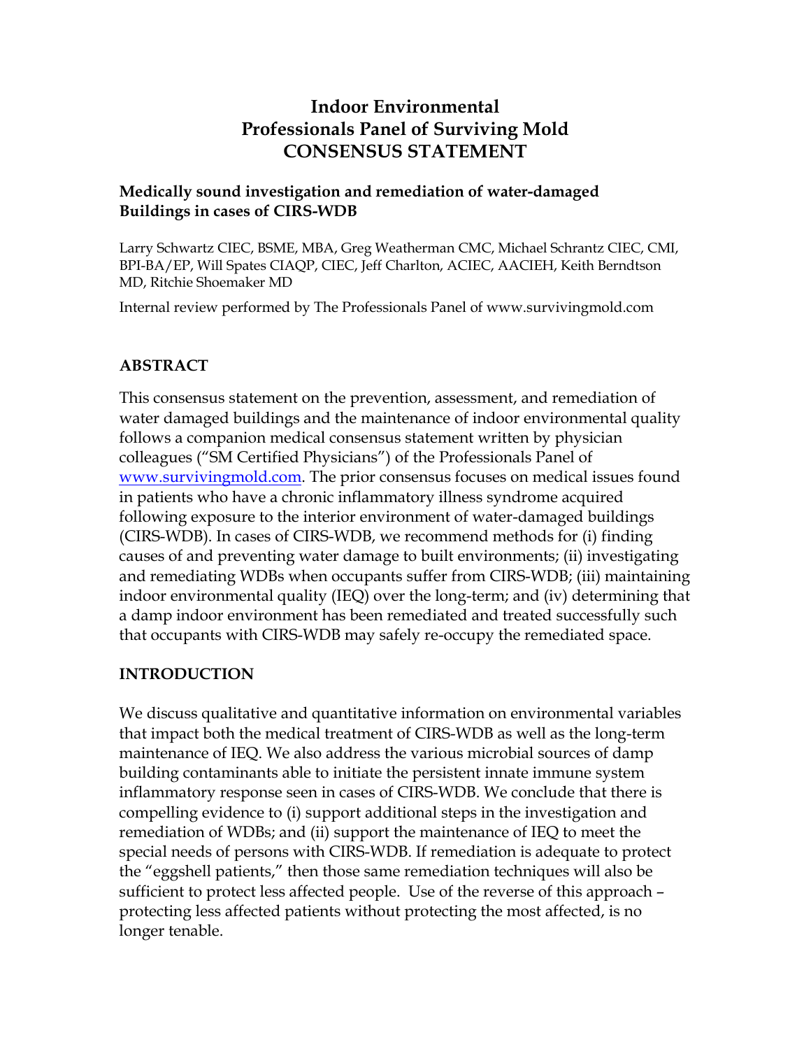# Indoor Environmental Professionals Panel of Surviving Mold CONSENSUS STATEMENT

## Medically sound investigation and remediation of water-damaged Buildings in cases of CIRS-WDB

Larry Schwartz CIEC, BSME, MBA, Greg Weatherman CMC, Michael Schrantz CIEC, CMI, BPI-BA/EP, Will Spates CIAQP, CIEC, Jeff Charlton, ACIEC, AACIEH, Keith Berndtson MD, Ritchie Shoemaker MD

Internal review performed by The Professionals Panel of www.survivingmold.com

## ABSTRACT

This consensus statement on the prevention, assessment, and remediation of water damaged buildings and the maintenance of indoor environmental quality follows a companion medical consensus statement written by physician colleagues ("SM Certified Physicians") of the Professionals Panel of www.survivingmold.com. The prior consensus focuses on medical issues found in patients who have a chronic inflammatory illness syndrome acquired following exposure to the interior environment of water-damaged buildings (CIRS-WDB). In cases of CIRS-WDB, we recommend methods for (i) finding causes of and preventing water damage to built environments; (ii) investigating and remediating WDBs when occupants suffer from CIRS-WDB; (iii) maintaining indoor environmental quality (IEQ) over the long-term; and (iv) determining that a damp indoor environment has been remediated and treated successfully such that occupants with CIRS-WDB may safely re-occupy the remediated space.

## INTRODUCTION

We discuss qualitative and quantitative information on environmental variables that impact both the medical treatment of CIRS-WDB as well as the long-term maintenance of IEQ. We also address the various microbial sources of damp building contaminants able to initiate the persistent innate immune system inflammatory response seen in cases of CIRS-WDB. We conclude that there is compelling evidence to (i) support additional steps in the investigation and remediation of WDBs; and (ii) support the maintenance of IEQ to meet the special needs of persons with CIRS-WDB. If remediation is adequate to protect the "eggshell patients," then those same remediation techniques will also be sufficient to protect less affected people. Use of the reverse of this approach – protecting less affected patients without protecting the most affected, is no longer tenable.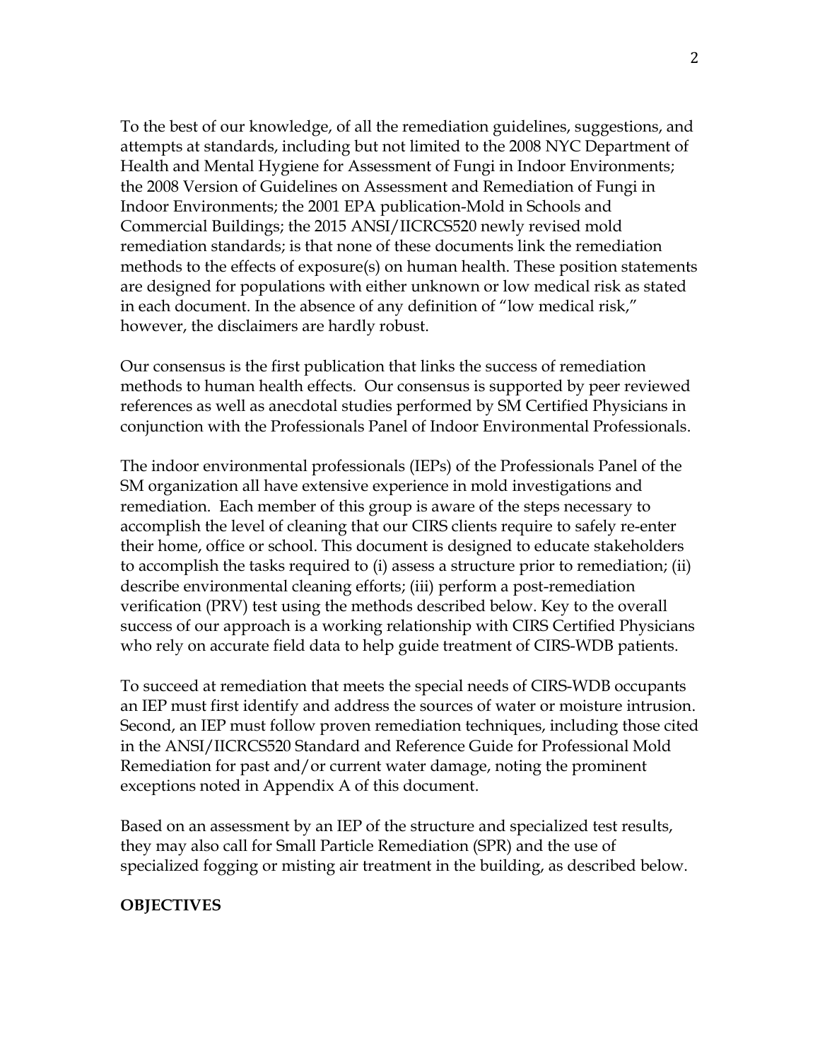To the best of our knowledge, of all the remediation guidelines, suggestions, and attempts at standards, including but not limited to the 2008 NYC Department of Health and Mental Hygiene for Assessment of Fungi in Indoor Environments; the 2008 Version of Guidelines on Assessment and Remediation of Fungi in Indoor Environments; the 2001 EPA publication-Mold in Schools and Commercial Buildings; the 2015 ANSI/IICRCS520 newly revised mold remediation standards; is that none of these documents link the remediation methods to the effects of exposure(s) on human health. These position statements are designed for populations with either unknown or low medical risk as stated in each document. In the absence of any definition of "low medical risk," however, the disclaimers are hardly robust.

Our consensus is the first publication that links the success of remediation methods to human health effects. Our consensus is supported by peer reviewed references as well as anecdotal studies performed by SM Certified Physicians in conjunction with the Professionals Panel of Indoor Environmental Professionals.

The indoor environmental professionals (IEPs) of the Professionals Panel of the SM organization all have extensive experience in mold investigations and remediation. Each member of this group is aware of the steps necessary to accomplish the level of cleaning that our CIRS clients require to safely re-enter their home, office or school. This document is designed to educate stakeholders to accomplish the tasks required to (i) assess a structure prior to remediation; (ii) describe environmental cleaning efforts; (iii) perform a post-remediation verification (PRV) test using the methods described below. Key to the overall success of our approach is a working relationship with CIRS Certified Physicians who rely on accurate field data to help guide treatment of CIRS-WDB patients.

To succeed at remediation that meets the special needs of CIRS-WDB occupants an IEP must first identify and address the sources of water or moisture intrusion. Second, an IEP must follow proven remediation techniques, including those cited in the ANSI/IICRCS520 Standard and Reference Guide for Professional Mold Remediation for past and/or current water damage, noting the prominent exceptions noted in Appendix A of this document.

Based on an assessment by an IEP of the structure and specialized test results, they may also call for Small Particle Remediation (SPR) and the use of specialized fogging or misting air treatment in the building, as described below.

**OBJECTIVES**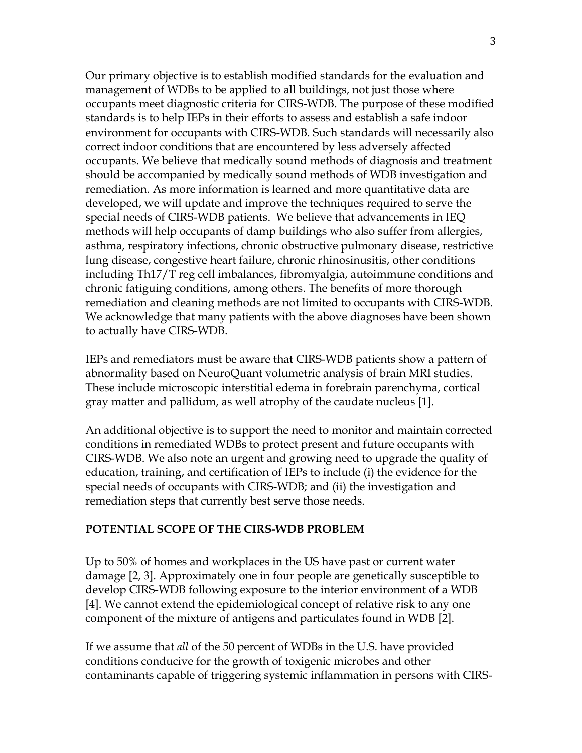Our primary objective is to establish modified standards for the evaluation and management of WDBs to be applied to all buildings, not just those where occupants meet diagnostic criteria for CIRS-WDB. The purpose of these modified standards is to help IEPs in their efforts to assess and establish a safe indoor environment for occupants with CIRS-WDB. Such standards will necessarily also correct indoor conditions that are encountered by less adversely affected occupants. We believe that medically sound methods of diagnosis and treatment should be accompanied by medically sound methods of WDB investigation and remediation. As more information is learned and more quantitative data are developed, we will update and improve the techniques required to serve the special needs of CIRS-WDB patients. We believe that advancements in IEQ methods will help occupants of damp buildings who also suffer from allergies, asthma, respiratory infections, chronic obstructive pulmonary disease, restrictive lung disease, congestive heart failure, chronic rhinosinusitis, other conditions including Th17/T reg cell imbalances, fibromyalgia, autoimmune conditions and chronic fatiguing conditions, among others. The benefits of more thorough remediation and cleaning methods are not limited to occupants with CIRS-WDB. We acknowledge that many patients with the above diagnoses have been shown to actually have CIRS-WDB.

IEPs and remediators must be aware that CIRS-WDB patients show a pattern of abnormality based on NeuroQuant volumetric analysis of brain MRI studies. These include microscopic interstitial edema in forebrain parenchyma, cortical gray matter and pallidum, as well atrophy of the caudate nucleus [1].

An additional objective is to support the need to monitor and maintain corrected conditions in remediated WDBs to protect present and future occupants with CIRS-WDB. We also note an urgent and growing need to upgrade the quality of education, training, and certification of IEPs to include (i) the evidence for the special needs of occupants with CIRS-WDB; and (ii) the investigation and remediation steps that currently best serve those needs.

## POTENTIAL SCOPE OF THE CIRS-WDB PROBLEM

Up to 50% of homes and workplaces in the US have past or current water damage [2, 3]. Approximately one in four people are genetically susceptible to develop CIRS-WDB following exposure to the interior environment of a WDB [4]. We cannot extend the epidemiological concept of relative risk to any one component of the mixture of antigens and particulates found in WDB [2].

If we assume that *all* of the 50 percent of WDBs in the U.S. have provided conditions conducive for the growth of toxigenic microbes and other contaminants capable of triggering systemic inflammation in persons with CIRS-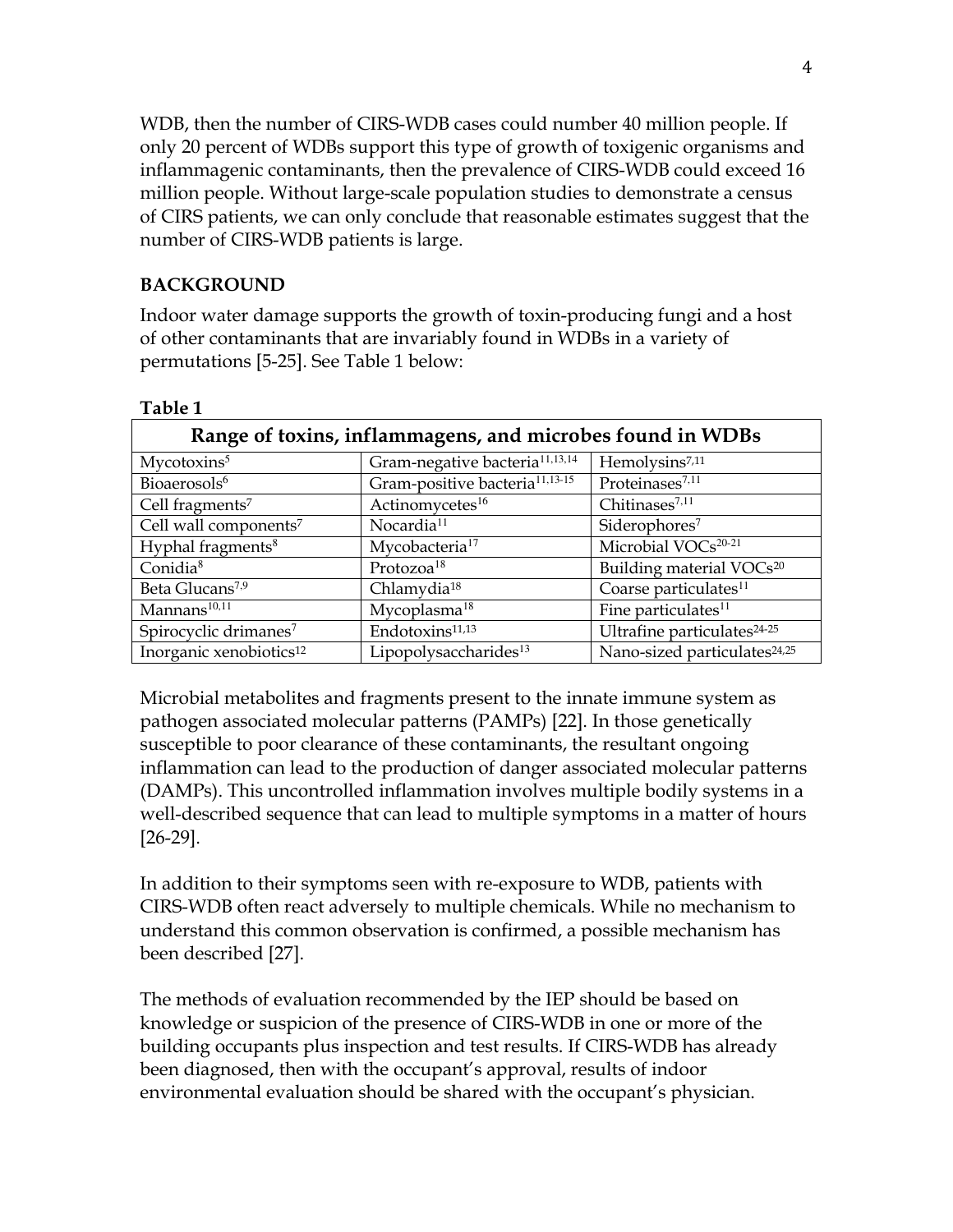WDB, then the number of CIRS-WDB cases could number 40 million people. If only 20 percent of WDBs support this type of growth of toxigenic organisms and inflammagenic contaminants, then the prevalence of CIRS-WDB could exceed 16 million people. Without large-scale population studies to demonstrate a census of CIRS patients, we can only conclude that reasonable estimates suggest that the number of CIRS-WDB patients is large.

## BACKGROUND

Indoor water damage supports the growth of toxin-producing fungi and a host of other contaminants that are invariably found in WDBs in a variety of permutations [5-25]. See Table 1 below:

**Table 1**

| Range of toxins, inflammagens, and microbes found in WDBs | | |
|---|---|---|
| Mycotoxins[5] | Gram-negative bacteria[11,13,14] | Hemolysins[7,11] |
| Bioaerosols[6] | Gram-positive bacteria[11,13-15] | Proteinases[7,11] |
| Cell fragments[7] | Actinomycetes[16] | Chitinases[7,11] |
| Cell wall components[7] | Nocardia[11] | Siderophores[7] |
| Hyphal fragments[8] | Mycobacteria[17] | Microbial VOCs[20-21] |
| Conidia[8] | Protozoa[18] | Building material VOCs[20] |
| Beta Glucans[7,9] | Chlamydia[18] | Coarse particulates[11] |
| Mannans[10,11] | Mycoplasma[18] | Fine particulates[11] |
| Spirocyclic drimanes[7] | Endotoxins[11,13] | Ultrafine particulates[24-25] |
| Inorganic xenobiotics[12] | Lipopolysaccharides[13] | Nano-sized particulates[24,25] |

Microbial metabolites and fragments present to the innate immune system as pathogen associated molecular patterns (PAMPs) [22]. In those genetically susceptible to poor clearance of these contaminants, the resultant ongoing inflammation can lead to the production of danger associated molecular patterns (DAMPs). This uncontrolled inflammation involves multiple bodily systems in a well-described sequence that can lead to multiple symptoms in a matter of hours [26-29].

In addition to their symptoms seen with re-exposure to WDB, patients with CIRS-WDB often react adversely to multiple chemicals. While no mechanism to understand this common observation is confirmed, a possible mechanism has been described [27].

The methods of evaluation recommended by the IEP should be based on knowledge or suspicion of the presence of CIRS-WDB in one or more of the building occupants plus inspection and test results. If CIRS-WDB has already been diagnosed, then with the occupant's approval, results of indoor environmental evaluation should be shared with the occupant's physician.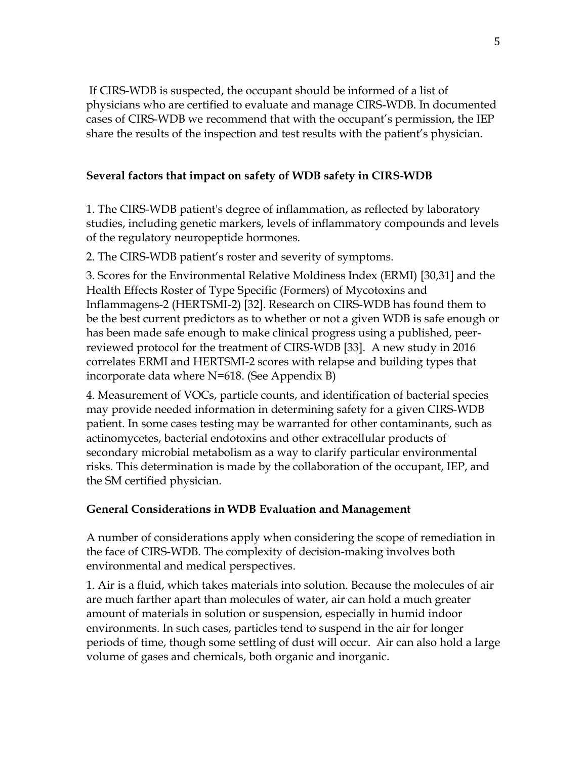If CIRS-WDB is suspected, the occupant should be informed of a list of physicians who are certified to evaluate and manage CIRS-WDB. In documented cases of CIRS-WDB we recommend that with the occupant's permission, the IEP share the results of the inspection and test results with the patient's physician.

### Several factors that impact on safety of WDB safety in CIRS-WDB

1. The CIRS-WDB patient's degree of inflammation, as reflected by laboratory studies, including genetic markers, levels of inflammatory compounds and levels of the regulatory neuropeptide hormones.

2. The CIRS-WDB patient's roster and severity of symptoms.

3. Scores for the Environmental Relative Moldiness Index (ERMI) [30,31] and the Health Effects Roster of Type Specific (Formers) of Mycotoxins and Inflammagens-2 (HERTSMI-2) [32]. Research on CIRS-WDB has found them to be the best current predictors as to whether or not a given WDB is safe enough or has been made safe enough to make clinical progress using a published, peer-reviewed protocol for the treatment of CIRS-WDB [33]. A new study in 2016 correlates ERMI and HERTSMI-2 scores with relapse and building types that incorporate data where N=618. (See Appendix B)

4. Measurement of VOCs, particle counts, and identification of bacterial species may provide needed information in determining safety for a given CIRS-WDB patient. In some cases testing may be warranted for other contaminants, such as actinomycetes, bacterial endotoxins and other extracellular products of secondary microbial metabolism as a way to clarify particular environmental risks. This determination is made by the collaboration of the occupant, IEP, and the SM certified physician.

### General Considerations in WDB Evaluation and Management

A number of considerations apply when considering the scope of remediation in the face of CIRS-WDB. The complexity of decision-making involves both environmental and medical perspectives.

1. Air is a fluid, which takes materials into solution. Because the molecules of air are much farther apart than molecules of water, air can hold a much greater amount of materials in solution or suspension, especially in humid indoor environments. In such cases, particles tend to suspend in the air for longer periods of time, though some settling of dust will occur. Air can also hold a large volume of gases and chemicals, both organic and inorganic.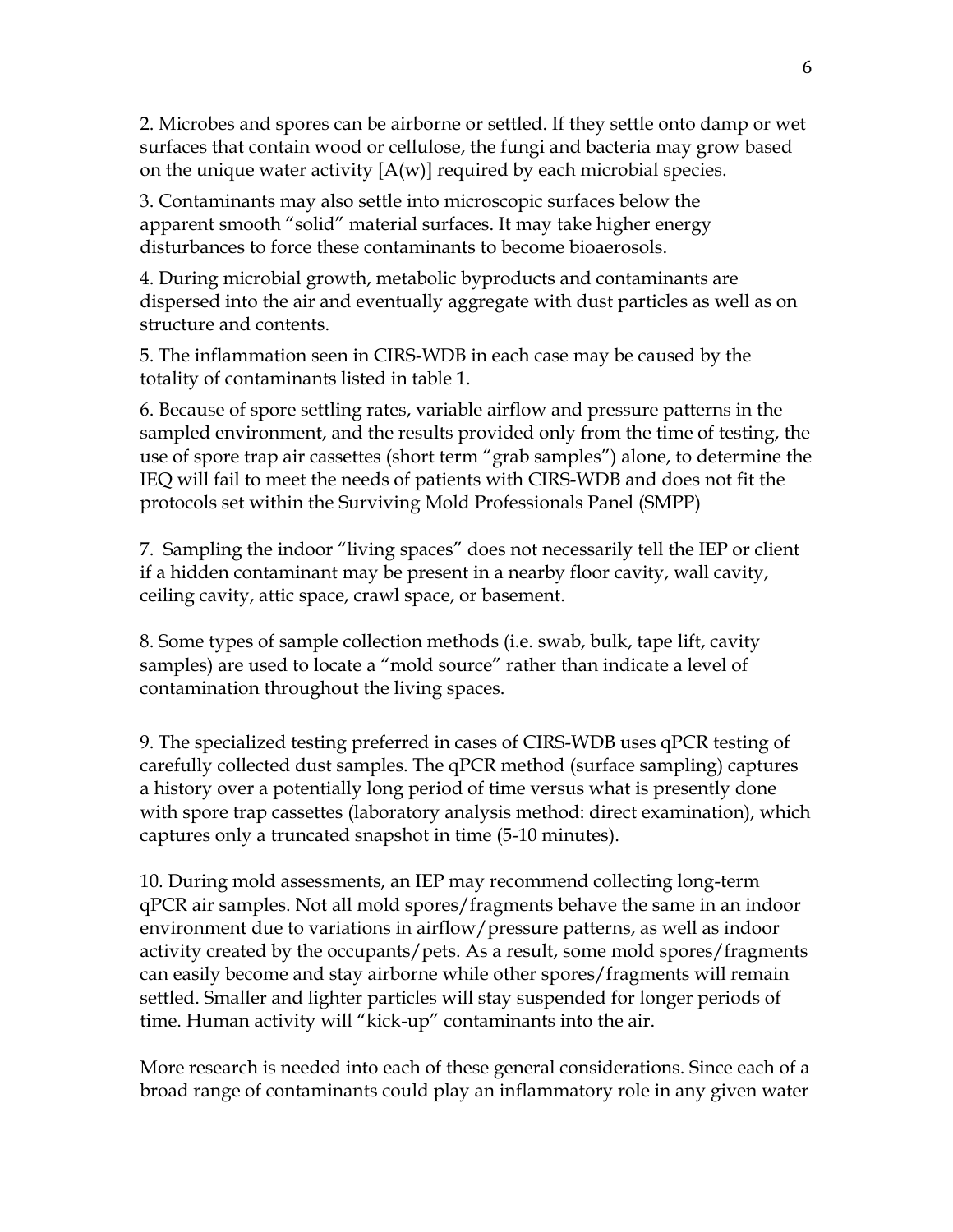2. Microbes and spores can be airborne or settled. If they settle onto damp or wet surfaces that contain wood or cellulose, the fungi and bacteria may grow based on the unique water activity [A(w)] required by each microbial species.

3. Contaminants may also settle into microscopic surfaces below the apparent smooth "solid" material surfaces. It may take higher energy disturbances to force these contaminants to become bioaerosols.

4. During microbial growth, metabolic byproducts and contaminants are dispersed into the air and eventually aggregate with dust particles as well as on structure and contents.

5. The inflammation seen in CIRS-WDB in each case may be caused by the totality of contaminants listed in table 1.

6. Because of spore settling rates, variable airflow and pressure patterns in the sampled environment, and the results provided only from the time of testing, the use of spore trap air cassettes (short term "grab samples") alone, to determine the IEQ will fail to meet the needs of patients with CIRS-WDB and does not fit the protocols set within the Surviving Mold Professionals Panel (SMPP)

7. Sampling the indoor "living spaces" does not necessarily tell the IEP or client if a hidden contaminant may be present in a nearby floor cavity, wall cavity, ceiling cavity, attic space, crawl space, or basement.

8. Some types of sample collection methods (i.e. swab, bulk, tape lift, cavity samples) are used to locate a "mold source" rather than indicate a level of contamination throughout the living spaces.

9. The specialized testing preferred in cases of CIRS-WDB uses qPCR testing of carefully collected dust samples. The qPCR method (surface sampling) captures a history over a potentially long period of time versus what is presently done with spore trap cassettes (laboratory analysis method: direct examination), which captures only a truncated snapshot in time (5-10 minutes).

10. During mold assessments, an IEP may recommend collecting long-term qPCR air samples. Not all mold spores/fragments behave the same in an indoor environment due to variations in airflow/pressure patterns, as well as indoor activity created by the occupants/pets. As a result, some mold spores/fragments can easily become and stay airborne while other spores/fragments will remain settled. Smaller and lighter particles will stay suspended for longer periods of time. Human activity will "kick-up" contaminants into the air.

More research is needed into each of these general considerations. Since each of a broad range of contaminants could play an inflammatory role in any given water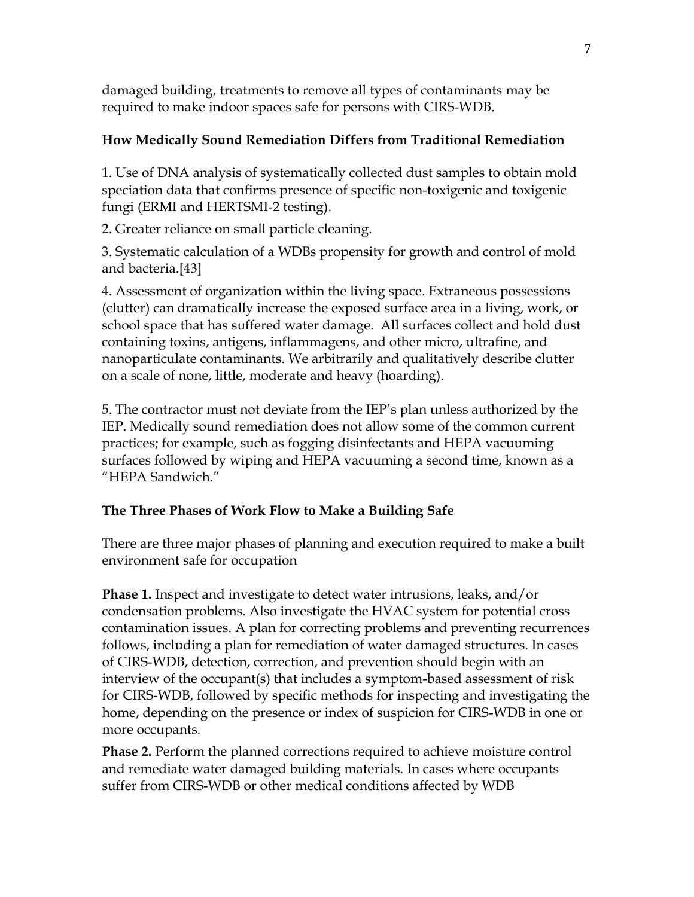damaged building, treatments to remove all types of contaminants may be required to make indoor spaces safe for persons with CIRS-WDB.

**How Medically Sound Remediation Differs from Traditional Remediation**

1. Use of DNA analysis of systematically collected dust samples to obtain mold speciation data that confirms presence of specific non-toxigenic and toxigenic fungi (ERMI and HERTSMI-2 testing).

2. Greater reliance on small particle cleaning.

3. Systematic calculation of a WDBs propensity for growth and control of mold and bacteria.[43]

4. Assessment of organization within the living space. Extraneous possessions (clutter) can dramatically increase the exposed surface area in a living, work, or school space that has suffered water damage. All surfaces collect and hold dust containing toxins, antigens, inflammagens, and other micro, ultrafine, and nanoparticulate contaminants. We arbitrarily and qualitatively describe clutter on a scale of none, little, moderate and heavy (hoarding).

5. The contractor must not deviate from the IEP's plan unless authorized by the IEP. Medically sound remediation does not allow some of the common current practices; for example, such as fogging disinfectants and HEPA vacuuming surfaces followed by wiping and HEPA vacuuming a second time, known as a "HEPA Sandwich."

**The Three Phases of Work Flow to Make a Building Safe**

There are three major phases of planning and execution required to make a built environment safe for occupation

**Phase 1.** Inspect and investigate to detect water intrusions, leaks, and/or condensation problems. Also investigate the HVAC system for potential cross contamination issues. A plan for correcting problems and preventing recurrences follows, including a plan for remediation of water damaged structures. In cases of CIRS-WDB, detection, correction, and prevention should begin with an interview of the occupant(s) that includes a symptom-based assessment of risk for CIRS-WDB, followed by specific methods for inspecting and investigating the home, depending on the presence or index of suspicion for CIRS-WDB in one or more occupants.

**Phase 2.** Perform the planned corrections required to achieve moisture control and remediate water damaged building materials. In cases where occupants suffer from CIRS-WDB or other medical conditions affected by WDB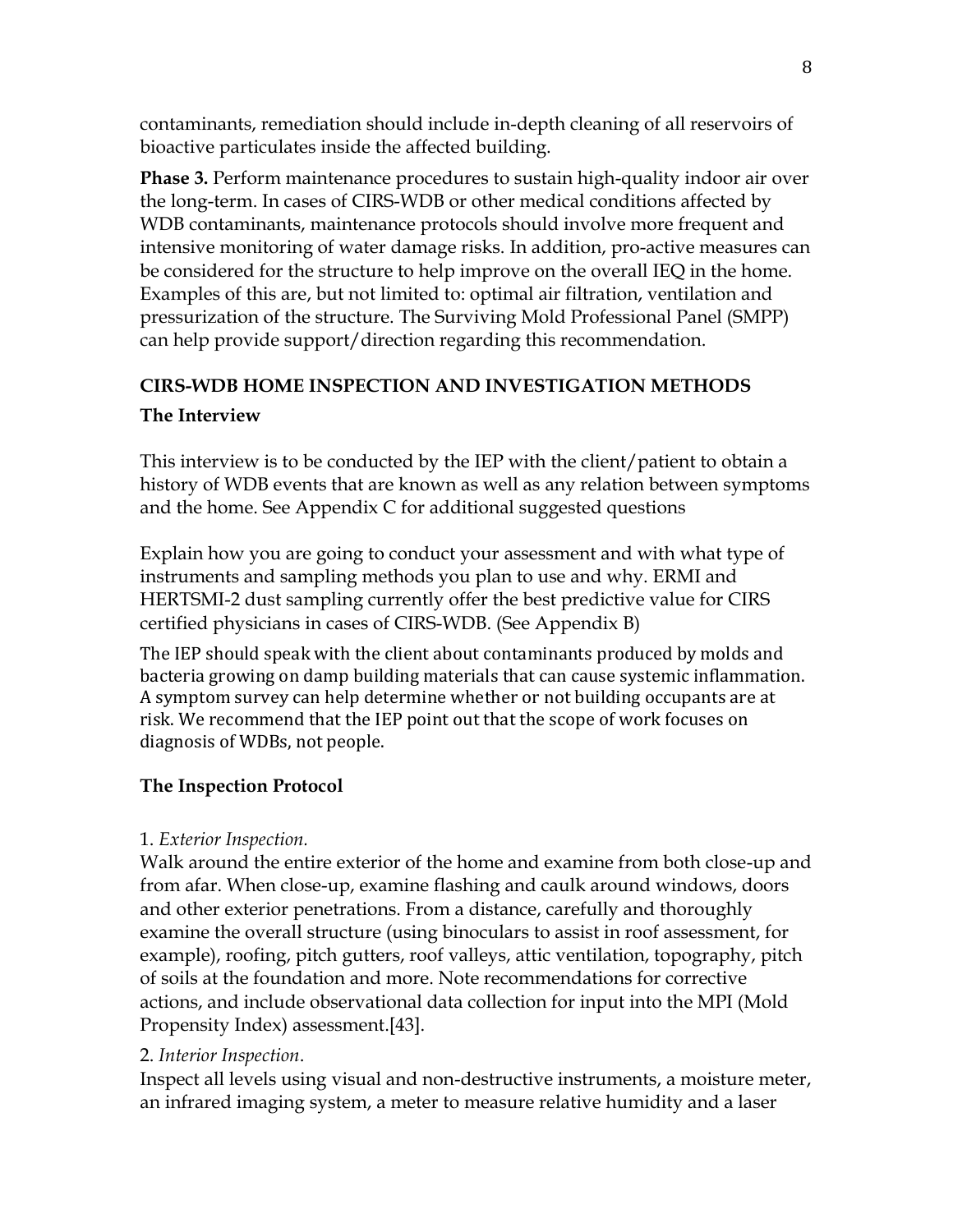contaminants, remediation should include in-depth cleaning of all reservoirs of bioactive particulates inside the affected building.

**Phase 3.** Perform maintenance procedures to sustain high-quality indoor air over the long-term. In cases of CIRS-WDB or other medical conditions affected by WDB contaminants, maintenance protocols should involve more frequent and intensive monitoring of water damage risks. In addition, pro-active measures can be considered for the structure to help improve on the overall IEQ in the home. Examples of this are, but not limited to: optimal air filtration, ventilation and pressurization of the structure. The Surviving Mold Professional Panel (SMPP) can help provide support/direction regarding this recommendation.

## CIRS-WDB HOME INSPECTION AND INVESTIGATION METHODS

### The Interview

This interview is to be conducted by the IEP with the client/patient to obtain a history of WDB events that are known as well as any relation between symptoms and the home. See Appendix C for additional suggested questions

Explain how you are going to conduct your assessment and with what type of instruments and sampling methods you plan to use and why. ERMI and HERTSMI-2 dust sampling currently offer the best predictive value for CIRS certified physicians in cases of CIRS-WDB. (See Appendix B)

The IEP should speak with the client about contaminants produced by molds and bacteria growing on damp building materials that can cause systemic inflammation. A symptom survey can help determine whether or not building occupants are at risk. We recommend that the IEP point out that the scope of work focuses on diagnosis of WDBs, not people.

### The Inspection Protocol

1. *Exterior Inspection.*
Walk around the entire exterior of the home and examine from both close-up and from afar. When close-up, examine flashing and caulk around windows, doors and other exterior penetrations. From a distance, carefully and thoroughly examine the overall structure (using binoculars to assist in roof assessment, for example), roofing, pitch gutters, roof valleys, attic ventilation, topography, pitch of soils at the foundation and more. Note recommendations for corrective actions, and include observational data collection for input into the MPI (Mold Propensity Index) assessment.[43].

2. *Interior Inspection*.
Inspect all levels using visual and non-destructive instruments, a moisture meter, an infrared imaging system, a meter to measure relative humidity and a laser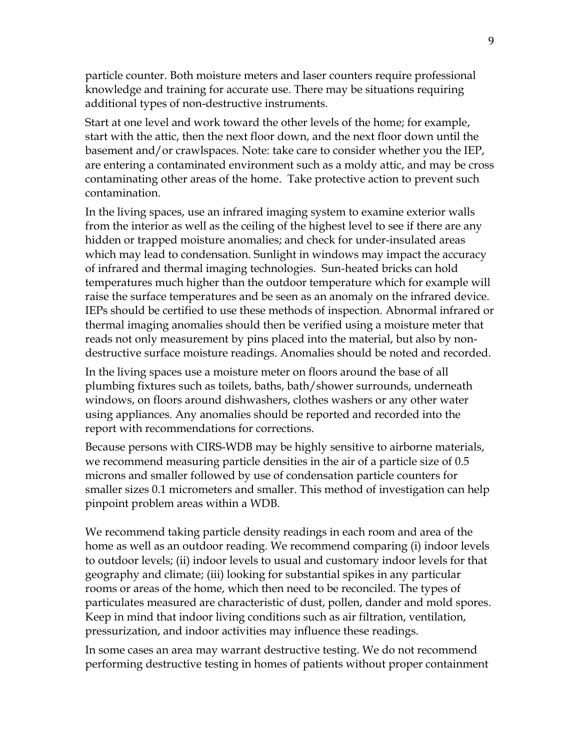particle counter. Both moisture meters and laser counters require professional knowledge and training for accurate use. There may be situations requiring additional types of non-destructive instruments.

Start at one level and work toward the other levels of the home; for example, start with the attic, then the next floor down, and the next floor down until the basement and/or crawlspaces. Note: take care to consider whether you the IEP, are entering a contaminated environment such as a moldy attic, and may be cross contaminating other areas of the home. Take protective action to prevent such contamination.

In the living spaces, use an infrared imaging system to examine exterior walls from the interior as well as the ceiling of the highest level to see if there are any hidden or trapped moisture anomalies; and check for under-insulated areas which may lead to condensation. Sunlight in windows may impact the accuracy of infrared and thermal imaging technologies. Sun-heated bricks can hold temperatures much higher than the outdoor temperature which for example will raise the surface temperatures and be seen as an anomaly on the infrared device. IEPs should be certified to use these methods of inspection. Abnormal infrared or thermal imaging anomalies should then be verified using a moisture meter that reads not only measurement by pins placed into the material, but also by non-destructive surface moisture readings. Anomalies should be noted and recorded.

In the living spaces use a moisture meter on floors around the base of all plumbing fixtures such as toilets, baths, bath/shower surrounds, underneath windows, on floors around dishwashers, clothes washers or any other water using appliances. Any anomalies should be reported and recorded into the report with recommendations for corrections.

Because persons with CIRS-WDB may be highly sensitive to airborne materials, we recommend measuring particle densities in the air of a particle size of 0.5 microns and smaller followed by use of condensation particle counters for smaller sizes 0.1 micrometers and smaller. This method of investigation can help pinpoint problem areas within a WDB.

We recommend taking particle density readings in each room and area of the home as well as an outdoor reading. We recommend comparing (i) indoor levels to outdoor levels; (ii) indoor levels to usual and customary indoor levels for that geography and climate; (iii) looking for substantial spikes in any particular rooms or areas of the home, which then need to be reconciled. The types of particulates measured are characteristic of dust, pollen, dander and mold spores. Keep in mind that indoor living conditions such as air filtration, ventilation, pressurization, and indoor activities may influence these readings.

In some cases an area may warrant destructive testing. We do not recommend performing destructive testing in homes of patients without proper containment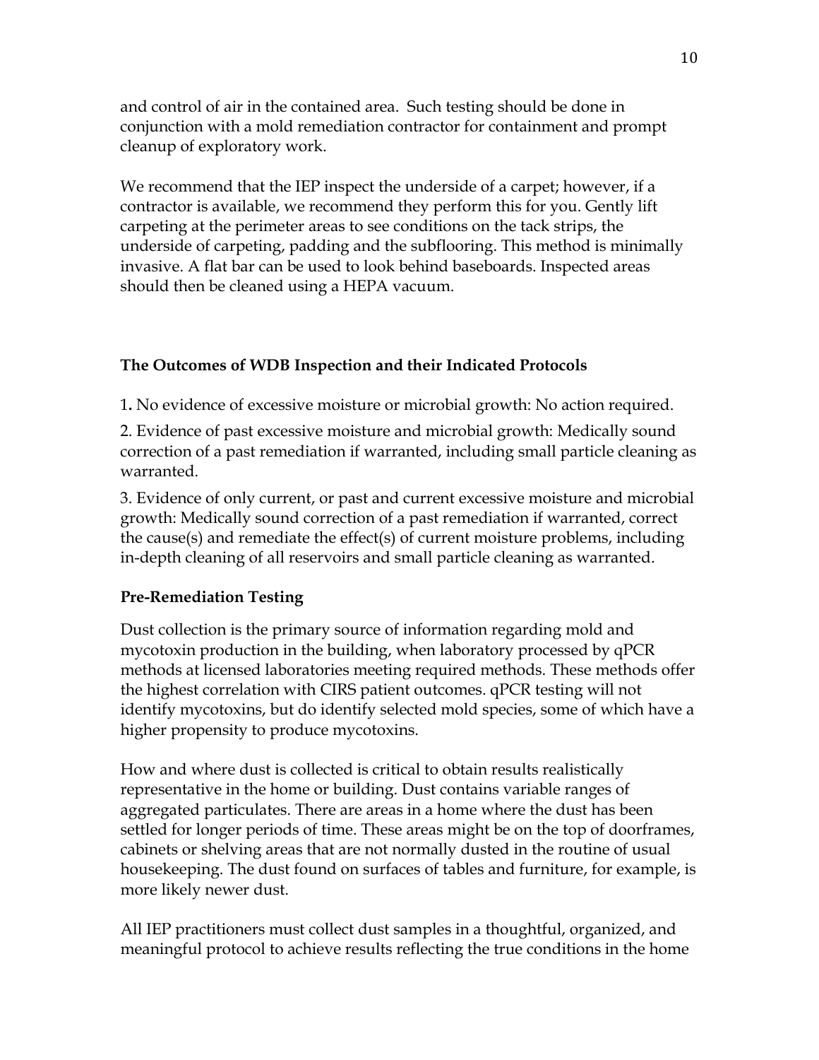and control of air in the contained area. Such testing should be done in conjunction with a mold remediation contractor for containment and prompt cleanup of exploratory work.

We recommend that the IEP inspect the underside of a carpet; however, if a contractor is available, we recommend they perform this for you. Gently lift carpeting at the perimeter areas to see conditions on the tack strips, the underside of carpeting, padding and the subflooring. This method is minimally invasive. A flat bar can be used to look behind baseboards. Inspected areas should then be cleaned using a HEPA vacuum.

### The Outcomes of WDB Inspection and their Indicated Protocols

1. No evidence of excessive moisture or microbial growth: No action required.

2. Evidence of past excessive moisture and microbial growth: Medically sound correction of a past remediation if warranted, including small particle cleaning as warranted.

3. Evidence of only current, or past and current excessive moisture and microbial growth: Medically sound correction of a past remediation if warranted, correct the cause(s) and remediate the effect(s) of current moisture problems, including in-depth cleaning of all reservoirs and small particle cleaning as warranted.

### Pre-Remediation Testing

Dust collection is the primary source of information regarding mold and mycotoxin production in the building, when laboratory processed by qPCR methods at licensed laboratories meeting required methods. These methods offer the highest correlation with CIRS patient outcomes. qPCR testing will not identify mycotoxins, but do identify selected mold species, some of which have a higher propensity to produce mycotoxins.

How and where dust is collected is critical to obtain results realistically representative in the home or building. Dust contains variable ranges of aggregated particulates. There are areas in a home where the dust has been settled for longer periods of time. These areas might be on the top of doorframes, cabinets or shelving areas that are not normally dusted in the routine of usual housekeeping. The dust found on surfaces of tables and furniture, for example, is more likely newer dust.

All IEP practitioners must collect dust samples in a thoughtful, organized, and meaningful protocol to achieve results reflecting the true conditions in the home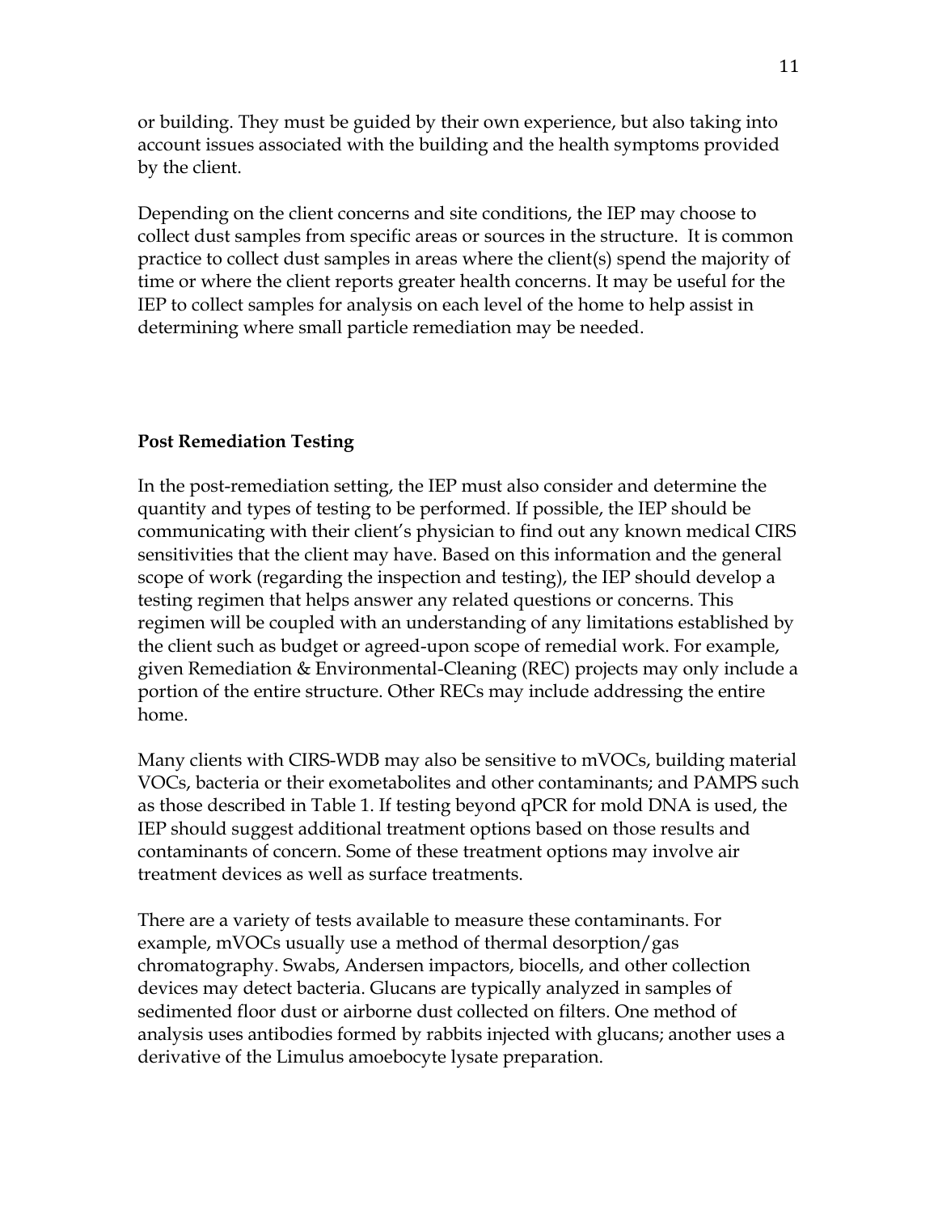or building. They must be guided by their own experience, but also taking into account issues associated with the building and the health symptoms provided by the client.

Depending on the client concerns and site conditions, the IEP may choose to collect dust samples from specific areas or sources in the structure. It is common practice to collect dust samples in areas where the client(s) spend the majority of time or where the client reports greater health concerns. It may be useful for the IEP to collect samples for analysis on each level of the home to help assist in determining where small particle remediation may be needed.

**Post Remediation Testing**

In the post-remediation setting, the IEP must also consider and determine the quantity and types of testing to be performed. If possible, the IEP should be communicating with their client's physician to find out any known medical CIRS sensitivities that the client may have. Based on this information and the general scope of work (regarding the inspection and testing), the IEP should develop a testing regimen that helps answer any related questions or concerns. This regimen will be coupled with an understanding of any limitations established by the client such as budget or agreed-upon scope of remedial work. For example, given Remediation & Environmental-Cleaning (REC) projects may only include a portion of the entire structure. Other RECs may include addressing the entire home.

Many clients with CIRS-WDB may also be sensitive to mVOCs, building material VOCs, bacteria or their exometabolites and other contaminants; and PAMPS such as those described in Table 1. If testing beyond qPCR for mold DNA is used, the IEP should suggest additional treatment options based on those results and contaminants of concern. Some of these treatment options may involve air treatment devices as well as surface treatments.

There are a variety of tests available to measure these contaminants. For example, mVOCs usually use a method of thermal desorption/gas chromatography. Swabs, Andersen impactors, biocells, and other collection devices may detect bacteria. Glucans are typically analyzed in samples of sedimented floor dust or airborne dust collected on filters. One method of analysis uses antibodies formed by rabbits injected with glucans; another uses a derivative of the Limulus amoebocyte lysate preparation.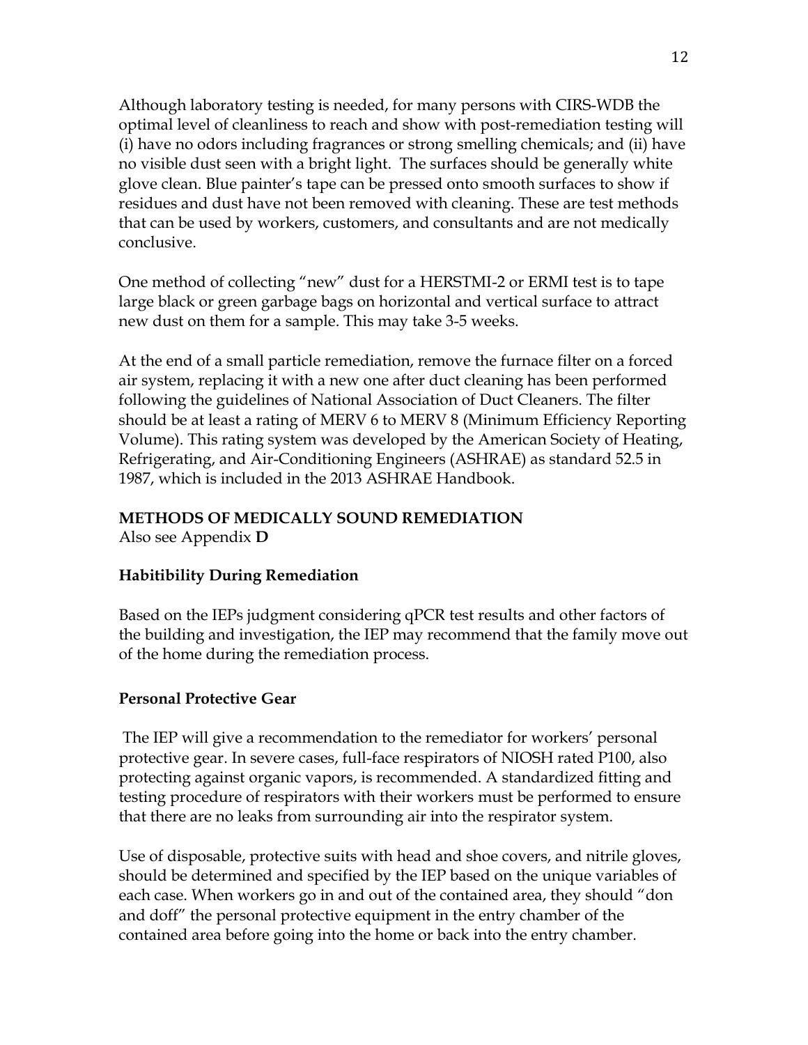Although laboratory testing is needed, for many persons with CIRS-WDB the optimal level of cleanliness to reach and show with post-remediation testing will (i) have no odors including fragrances or strong smelling chemicals; and (ii) have no visible dust seen with a bright light. The surfaces should be generally white glove clean. Blue painter's tape can be pressed onto smooth surfaces to show if residues and dust have not been removed with cleaning. These are test methods that can be used by workers, customers, and consultants and are not medically conclusive.

One method of collecting "new" dust for a HERSTMI-2 or ERMI test is to tape large black or green garbage bags on horizontal and vertical surface to attract new dust on them for a sample. This may take 3-5 weeks.

At the end of a small particle remediation, remove the furnace filter on a forced air system, replacing it with a new one after duct cleaning has been performed following the guidelines of National Association of Duct Cleaners. The filter should be at least a rating of MERV 6 to MERV 8 (Minimum Efficiency Reporting Volume). This rating system was developed by the American Society of Heating, Refrigerating, and Air-Conditioning Engineers (ASHRAE) as standard 52.5 in 1987, which is included in the 2013 ASHRAE Handbook.

## METHODS OF MEDICALLY SOUND REMEDIATION

Also see Appendix **D**

### Habitibility During Remediation

Based on the IEPs judgment considering qPCR test results and other factors of the building and investigation, the IEP may recommend that the family move out of the home during the remediation process.

### Personal Protective Gear

The IEP will give a recommendation to the remediator for workers' personal protective gear. In severe cases, full-face respirators of NIOSH rated P100, also protecting against organic vapors, is recommended. A standardized fitting and testing procedure of respirators with their workers must be performed to ensure that there are no leaks from surrounding air into the respirator system.

Use of disposable, protective suits with head and shoe covers, and nitrile gloves, should be determined and specified by the IEP based on the unique variables of each case. When workers go in and out of the contained area, they should "don and doff" the personal protective equipment in the entry chamber of the contained area before going into the home or back into the entry chamber.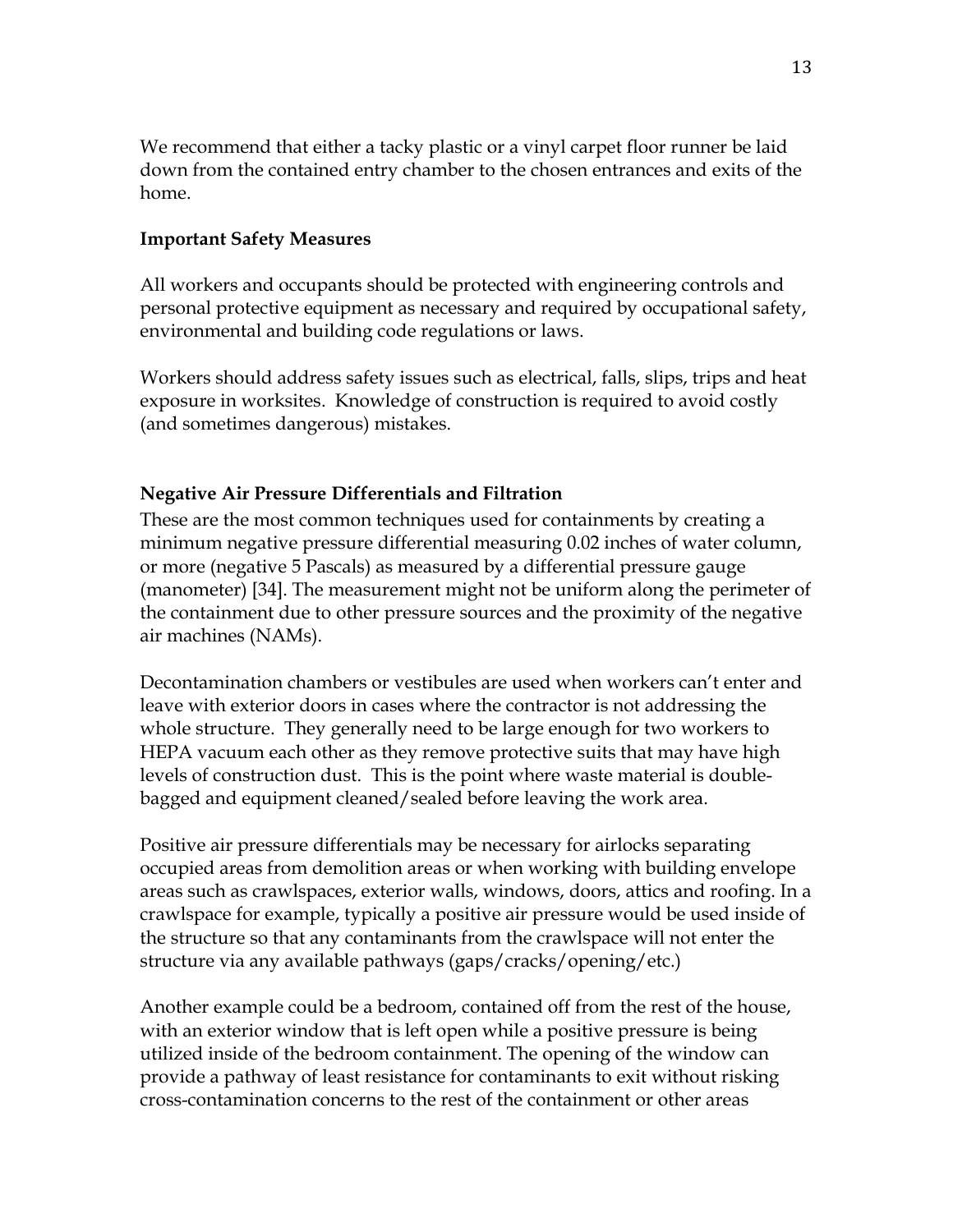We recommend that either a tacky plastic or a vinyl carpet floor runner be laid down from the contained entry chamber to the chosen entrances and exits of the home.

**Important Safety Measures**

All workers and occupants should be protected with engineering controls and personal protective equipment as necessary and required by occupational safety, environmental and building code regulations or laws.

Workers should address safety issues such as electrical, falls, slips, trips and heat exposure in worksites. Knowledge of construction is required to avoid costly (and sometimes dangerous) mistakes.

**Negative Air Pressure Differentials and Filtration**

These are the most common techniques used for containments by creating a minimum negative pressure differential measuring 0.02 inches of water column, or more (negative 5 Pascals) as measured by a differential pressure gauge (manometer) [34]. The measurement might not be uniform along the perimeter of the containment due to other pressure sources and the proximity of the negative air machines (NAMs).

Decontamination chambers or vestibules are used when workers can't enter and leave with exterior doors in cases where the contractor is not addressing the whole structure. They generally need to be large enough for two workers to HEPA vacuum each other as they remove protective suits that may have high levels of construction dust. This is the point where waste material is double-bagged and equipment cleaned/sealed before leaving the work area.

Positive air pressure differentials may be necessary for airlocks separating occupied areas from demolition areas or when working with building envelope areas such as crawlspaces, exterior walls, windows, doors, attics and roofing. In a crawlspace for example, typically a positive air pressure would be used inside of the structure so that any contaminants from the crawlspace will not enter the structure via any available pathways (gaps/cracks/opening/etc.)

Another example could be a bedroom, contained off from the rest of the house, with an exterior window that is left open while a positive pressure is being utilized inside of the bedroom containment. The opening of the window can provide a pathway of least resistance for contaminants to exit without risking cross-contamination concerns to the rest of the containment or other areas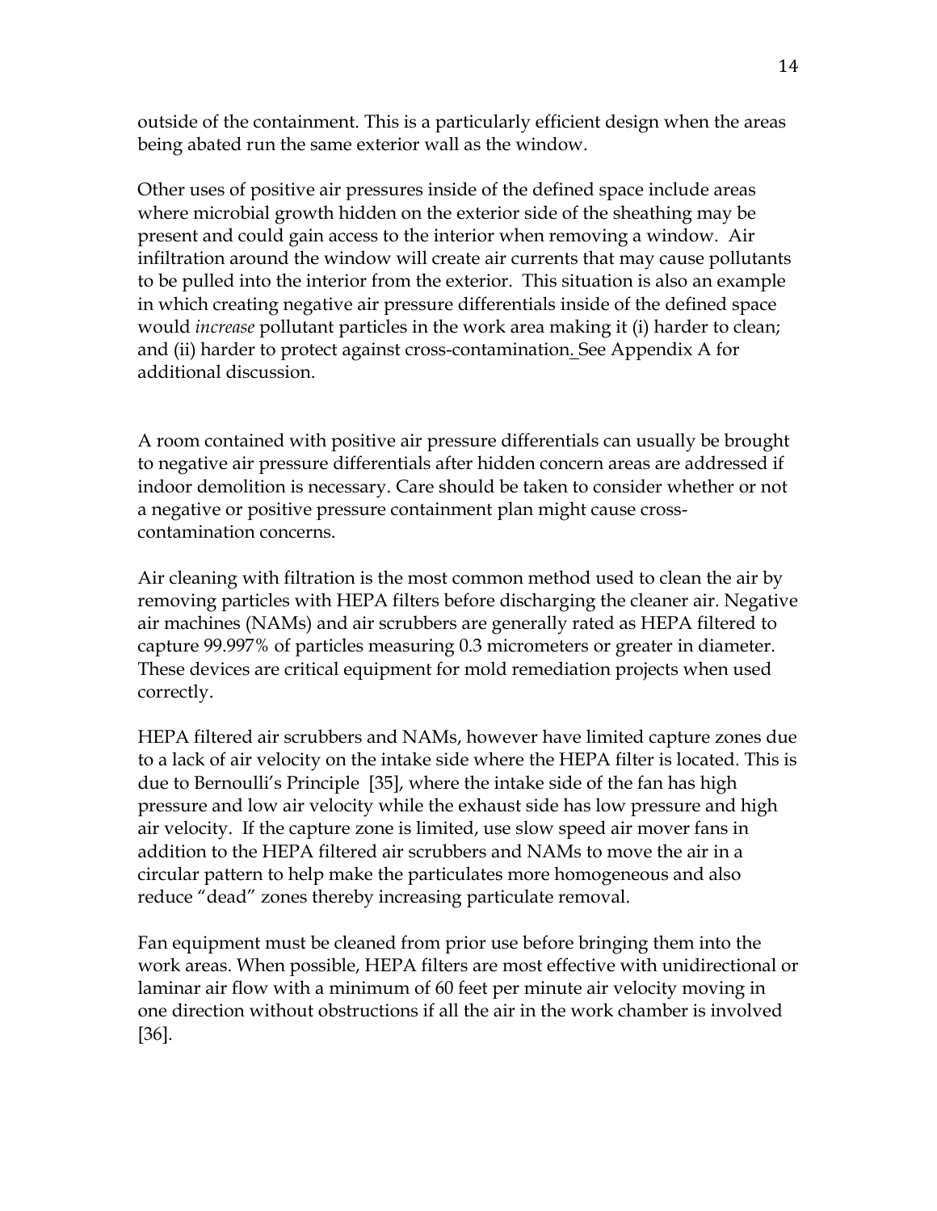outside of the containment. This is a particularly efficient design when the areas being abated run the same exterior wall as the window.

Other uses of positive air pressures inside of the defined space include areas where microbial growth hidden on the exterior side of the sheathing may be present and could gain access to the interior when removing a window. Air infiltration around the window will create air currents that may cause pollutants to be pulled into the interior from the exterior. This situation is also an example in which creating negative air pressure differentials inside of the defined space would *increase* pollutant particles in the work area making it (i) harder to clean; and (ii) harder to protect against cross-contamination. See Appendix A for additional discussion.

A room contained with positive air pressure differentials can usually be brought to negative air pressure differentials after hidden concern areas are addressed if indoor demolition is necessary. Care should be taken to consider whether or not a negative or positive pressure containment plan might cause cross-contamination concerns.

Air cleaning with filtration is the most common method used to clean the air by removing particles with HEPA filters before discharging the cleaner air. Negative air machines (NAMs) and air scrubbers are generally rated as HEPA filtered to capture 99.997% of particles measuring 0.3 micrometers or greater in diameter. These devices are critical equipment for mold remediation projects when used correctly.

HEPA filtered air scrubbers and NAMs, however have limited capture zones due to a lack of air velocity on the intake side where the HEPA filter is located. This is due to Bernoulli's Principle [35], where the intake side of the fan has high pressure and low air velocity while the exhaust side has low pressure and high air velocity. If the capture zone is limited, use slow speed air mover fans in addition to the HEPA filtered air scrubbers and NAMs to move the air in a circular pattern to help make the particulates more homogeneous and also reduce "dead" zones thereby increasing particulate removal.

Fan equipment must be cleaned from prior use before bringing them into the work areas. When possible, HEPA filters are most effective with unidirectional or laminar air flow with a minimum of 60 feet per minute air velocity moving in one direction without obstructions if all the air in the work chamber is involved [36].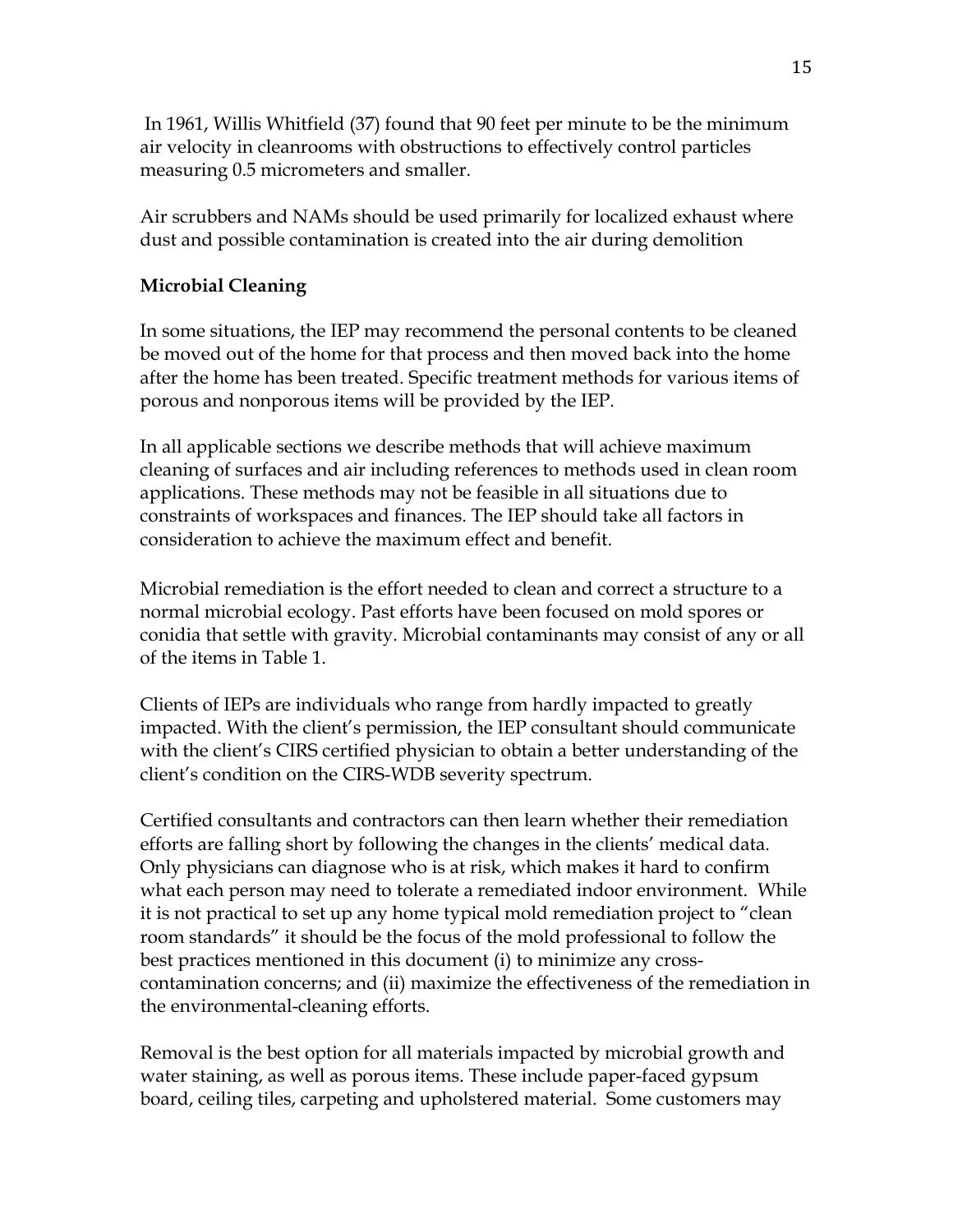In 1961, Willis Whitfield (37) found that 90 feet per minute to be the minimum air velocity in cleanrooms with obstructions to effectively control particles measuring 0.5 micrometers and smaller.

Air scrubbers and NAMs should be used primarily for localized exhaust where dust and possible contamination is created into the air during demolition

**Microbial Cleaning**

In some situations, the IEP may recommend the personal contents to be cleaned be moved out of the home for that process and then moved back into the home after the home has been treated. Specific treatment methods for various items of porous and nonporous items will be provided by the IEP.

In all applicable sections we describe methods that will achieve maximum cleaning of surfaces and air including references to methods used in clean room applications. These methods may not be feasible in all situations due to constraints of workspaces and finances. The IEP should take all factors in consideration to achieve the maximum effect and benefit.

Microbial remediation is the effort needed to clean and correct a structure to a normal microbial ecology. Past efforts have been focused on mold spores or conidia that settle with gravity. Microbial contaminants may consist of any or all of the items in Table 1.

Clients of IEPs are individuals who range from hardly impacted to greatly impacted. With the client's permission, the IEP consultant should communicate with the client's CIRS certified physician to obtain a better understanding of the client's condition on the CIRS-WDB severity spectrum.

Certified consultants and contractors can then learn whether their remediation efforts are falling short by following the changes in the clients' medical data. Only physicians can diagnose who is at risk, which makes it hard to confirm what each person may need to tolerate a remediated indoor environment. While it is not practical to set up any home typical mold remediation project to "clean room standards" it should be the focus of the mold professional to follow the best practices mentioned in this document (i) to minimize any cross-contamination concerns; and (ii) maximize the effectiveness of the remediation in the environmental-cleaning efforts.

Removal is the best option for all materials impacted by microbial growth and water staining, as well as porous items. These include paper-faced gypsum board, ceiling tiles, carpeting and upholstered material. Some customers may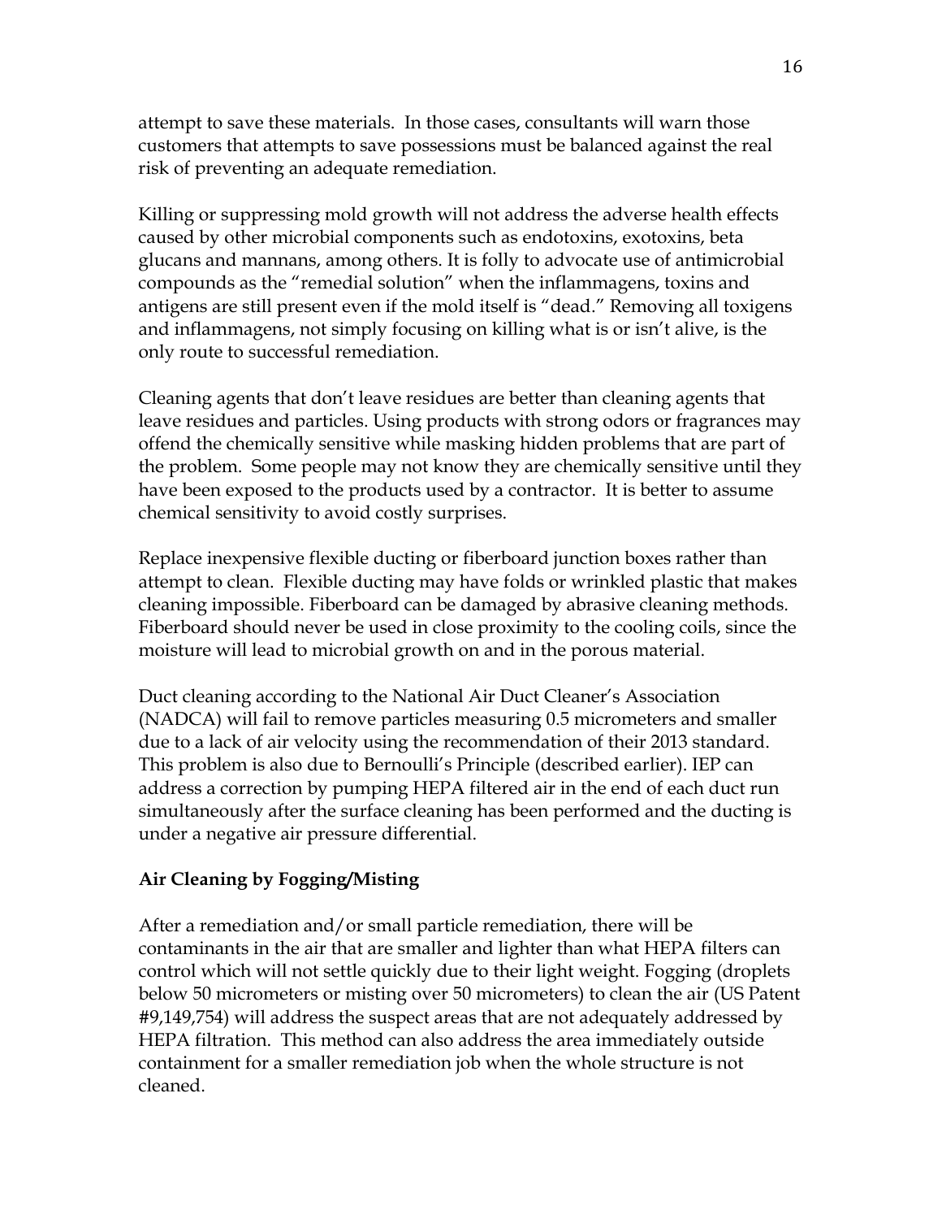attempt to save these materials. In those cases, consultants will warn those customers that attempts to save possessions must be balanced against the real risk of preventing an adequate remediation.

Killing or suppressing mold growth will not address the adverse health effects caused by other microbial components such as endotoxins, exotoxins, beta glucans and mannans, among others. It is folly to advocate use of antimicrobial compounds as the "remedial solution" when the inflammagens, toxins and antigens are still present even if the mold itself is "dead." Removing all toxigens and inflammagens, not simply focusing on killing what is or isn't alive, is the only route to successful remediation.

Cleaning agents that don't leave residues are better than cleaning agents that leave residues and particles. Using products with strong odors or fragrances may offend the chemically sensitive while masking hidden problems that are part of the problem. Some people may not know they are chemically sensitive until they have been exposed to the products used by a contractor. It is better to assume chemical sensitivity to avoid costly surprises.

Replace inexpensive flexible ducting or fiberboard junction boxes rather than attempt to clean. Flexible ducting may have folds or wrinkled plastic that makes cleaning impossible. Fiberboard can be damaged by abrasive cleaning methods. Fiberboard should never be used in close proximity to the cooling coils, since the moisture will lead to microbial growth on and in the porous material.

Duct cleaning according to the National Air Duct Cleaner's Association (NADCA) will fail to remove particles measuring 0.5 micrometers and smaller due to a lack of air velocity using the recommendation of their 2013 standard. This problem is also due to Bernoulli's Principle (described earlier). IEP can address a correction by pumping HEPA filtered air in the end of each duct run simultaneously after the surface cleaning has been performed and the ducting is under a negative air pressure differential.

**Air Cleaning by Fogging/Misting**

After a remediation and/or small particle remediation, there will be contaminants in the air that are smaller and lighter than what HEPA filters can control which will not settle quickly due to their light weight. Fogging (droplets below 50 micrometers or misting over 50 micrometers) to clean the air (US Patent #9,149,754) will address the suspect areas that are not adequately addressed by HEPA filtration. This method can also address the area immediately outside containment for a smaller remediation job when the whole structure is not cleaned.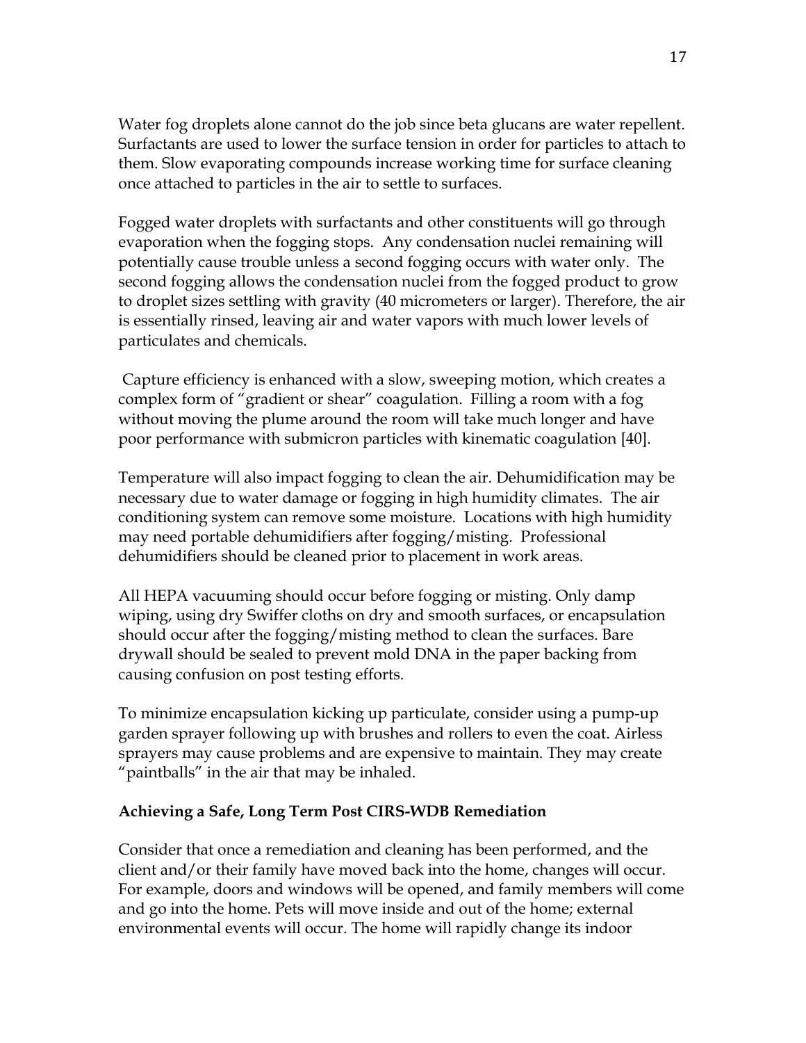Water fog droplets alone cannot do the job since beta glucans are water repellent. Surfactants are used to lower the surface tension in order for particles to attach to them. Slow evaporating compounds increase working time for surface cleaning once attached to particles in the air to settle to surfaces.

Fogged water droplets with surfactants and other constituents will go through evaporation when the fogging stops. Any condensation nuclei remaining will potentially cause trouble unless a second fogging occurs with water only. The second fogging allows the condensation nuclei from the fogged product to grow to droplet sizes settling with gravity (40 micrometers or larger). Therefore, the air is essentially rinsed, leaving air and water vapors with much lower levels of particulates and chemicals.

Capture efficiency is enhanced with a slow, sweeping motion, which creates a complex form of "gradient or shear" coagulation. Filling a room with a fog without moving the plume around the room will take much longer and have poor performance with submicron particles with kinematic coagulation [40].

Temperature will also impact fogging to clean the air. Dehumidification may be necessary due to water damage or fogging in high humidity climates. The air conditioning system can remove some moisture. Locations with high humidity may need portable dehumidifiers after fogging/misting. Professional dehumidifiers should be cleaned prior to placement in work areas.

All HEPA vacuuming should occur before fogging or misting. Only damp wiping, using dry Swiffer cloths on dry and smooth surfaces, or encapsulation should occur after the fogging/misting method to clean the surfaces. Bare drywall should be sealed to prevent mold DNA in the paper backing from causing confusion on post testing efforts.

To minimize encapsulation kicking up particulate, consider using a pump-up garden sprayer following up with brushes and rollers to even the coat. Airless sprayers may cause problems and are expensive to maintain. They may create "paintballs" in the air that may be inhaled.

**Achieving a Safe, Long Term Post CIRS-WDB Remediation**

Consider that once a remediation and cleaning has been performed, and the client and/or their family have moved back into the home, changes will occur. For example, doors and windows will be opened, and family members will come and go into the home. Pets will move inside and out of the home; external environmental events will occur. The home will rapidly change its indoor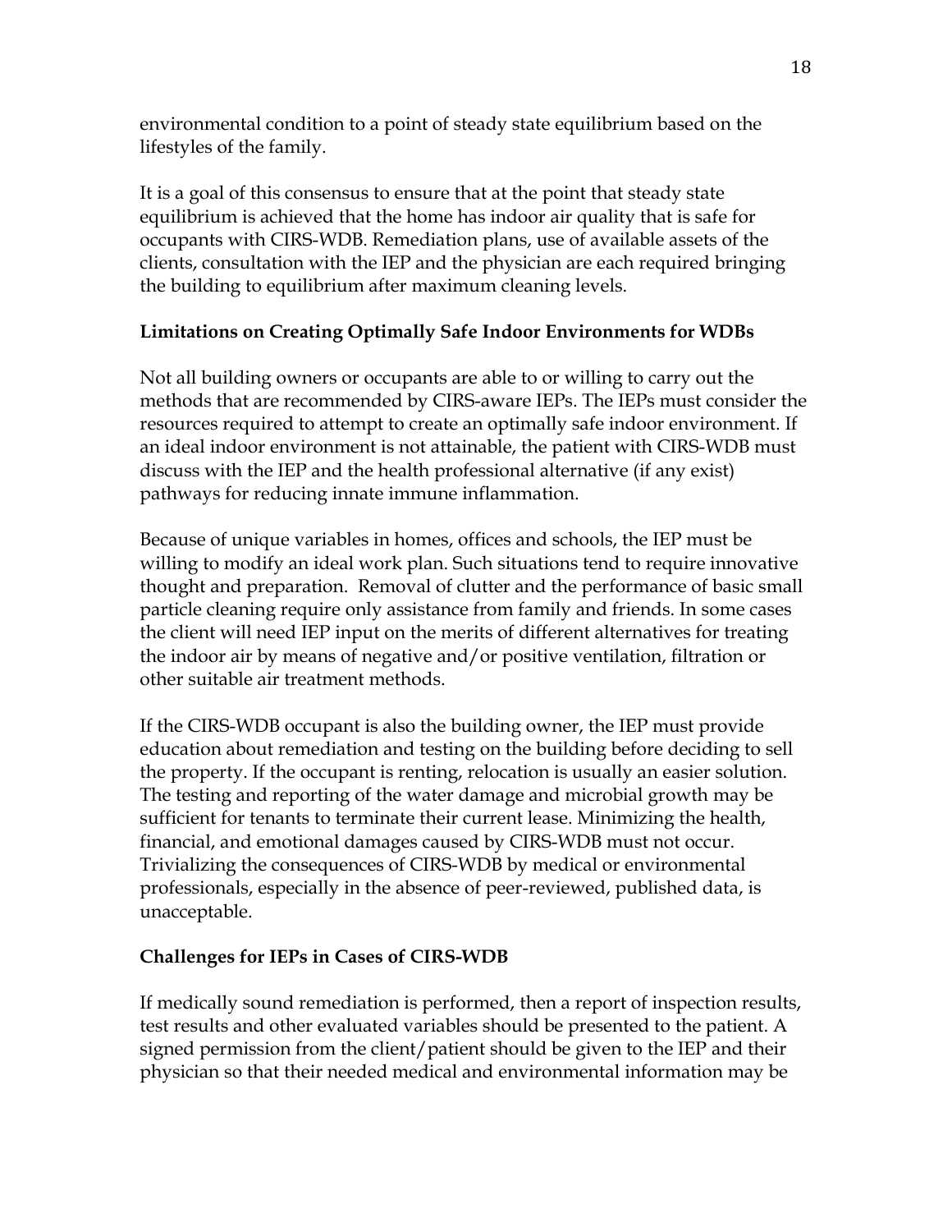environmental condition to a point of steady state equilibrium based on the lifestyles of the family.

It is a goal of this consensus to ensure that at the point that steady state equilibrium is achieved that the home has indoor air quality that is safe for occupants with CIRS-WDB. Remediation plans, use of available assets of the clients, consultation with the IEP and the physician are each required bringing the building to equilibrium after maximum cleaning levels.

### Limitations on Creating Optimally Safe Indoor Environments for WDBs

Not all building owners or occupants are able to or willing to carry out the methods that are recommended by CIRS-aware IEPs. The IEPs must consider the resources required to attempt to create an optimally safe indoor environment. If an ideal indoor environment is not attainable, the patient with CIRS-WDB must discuss with the IEP and the health professional alternative (if any exist) pathways for reducing innate immune inflammation.

Because of unique variables in homes, offices and schools, the IEP must be willing to modify an ideal work plan. Such situations tend to require innovative thought and preparation. Removal of clutter and the performance of basic small particle cleaning require only assistance from family and friends. In some cases the client will need IEP input on the merits of different alternatives for treating the indoor air by means of negative and/or positive ventilation, filtration or other suitable air treatment methods.

If the CIRS-WDB occupant is also the building owner, the IEP must provide education about remediation and testing on the building before deciding to sell the property. If the occupant is renting, relocation is usually an easier solution. The testing and reporting of the water damage and microbial growth may be sufficient for tenants to terminate their current lease. Minimizing the health, financial, and emotional damages caused by CIRS-WDB must not occur. Trivializing the consequences of CIRS-WDB by medical or environmental professionals, especially in the absence of peer-reviewed, published data, is unacceptable.

### Challenges for IEPs in Cases of CIRS-WDB

If medically sound remediation is performed, then a report of inspection results, test results and other evaluated variables should be presented to the patient. A signed permission from the client/patient should be given to the IEP and their physician so that their needed medical and environmental information may be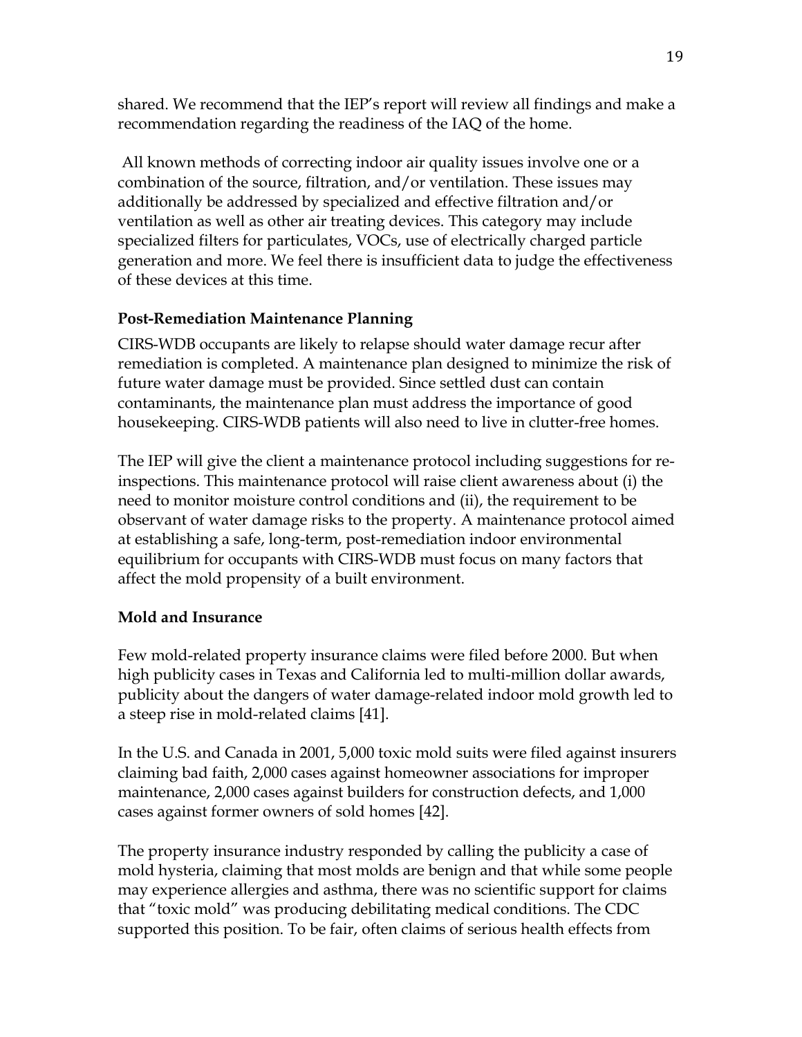shared. We recommend that the IEP's report will review all findings and make a recommendation regarding the readiness of the IAQ of the home.

All known methods of correcting indoor air quality issues involve one or a combination of the source, filtration, and/or ventilation. These issues may additionally be addressed by specialized and effective filtration and/or ventilation as well as other air treating devices. This category may include specialized filters for particulates, VOCs, use of electrically charged particle generation and more. We feel there is insufficient data to judge the effectiveness of these devices at this time.

**Post-Remediation Maintenance Planning**

CIRS-WDB occupants are likely to relapse should water damage recur after remediation is completed. A maintenance plan designed to minimize the risk of future water damage must be provided. Since settled dust can contain contaminants, the maintenance plan must address the importance of good housekeeping. CIRS-WDB patients will also need to live in clutter-free homes.

The IEP will give the client a maintenance protocol including suggestions for re-inspections. This maintenance protocol will raise client awareness about (i) the need to monitor moisture control conditions and (ii), the requirement to be observant of water damage risks to the property. A maintenance protocol aimed at establishing a safe, long-term, post-remediation indoor environmental equilibrium for occupants with CIRS-WDB must focus on many factors that affect the mold propensity of a built environment.

**Mold and Insurance**

Few mold-related property insurance claims were filed before 2000. But when high publicity cases in Texas and California led to multi-million dollar awards, publicity about the dangers of water damage-related indoor mold growth led to a steep rise in mold-related claims [41].

In the U.S. and Canada in 2001, 5,000 toxic mold suits were filed against insurers claiming bad faith, 2,000 cases against homeowner associations for improper maintenance, 2,000 cases against builders for construction defects, and 1,000 cases against former owners of sold homes [42].

The property insurance industry responded by calling the publicity a case of mold hysteria, claiming that most molds are benign and that while some people may experience allergies and asthma, there was no scientific support for claims that "toxic mold" was producing debilitating medical conditions. The CDC supported this position. To be fair, often claims of serious health effects from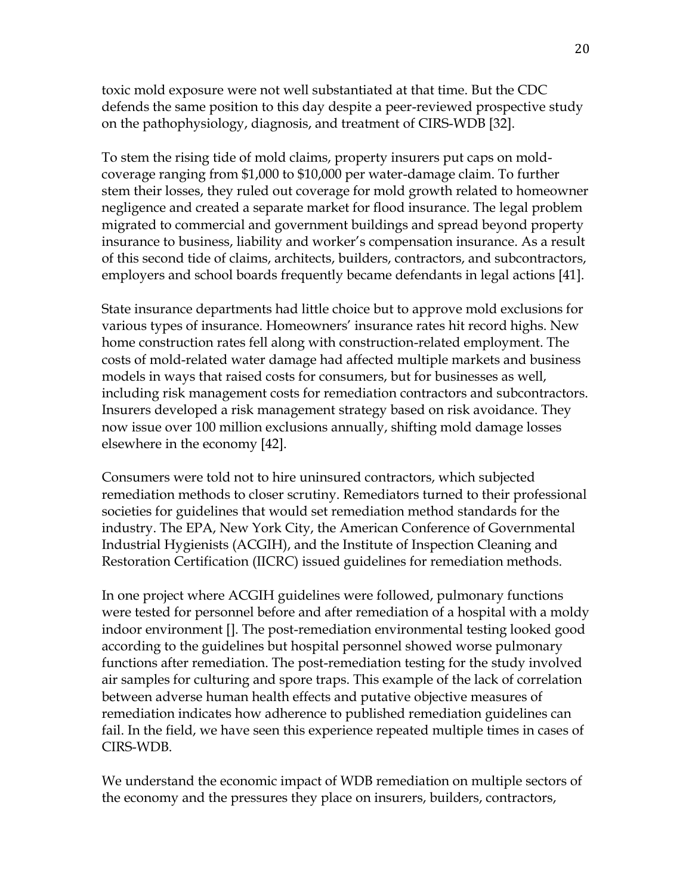toxic mold exposure were not well substantiated at that time. But the CDC defends the same position to this day despite a peer-reviewed prospective study on the pathophysiology, diagnosis, and treatment of CIRS-WDB [32].

To stem the rising tide of mold claims, property insurers put caps on mold-coverage ranging from $1,000 to $10,000 per water-damage claim. To further stem their losses, they ruled out coverage for mold growth related to homeowner negligence and created a separate market for flood insurance. The legal problem migrated to commercial and government buildings and spread beyond property insurance to business, liability and worker's compensation insurance. As a result of this second tide of claims, architects, builders, contractors, and subcontractors, employers and school boards frequently became defendants in legal actions [41].

State insurance departments had little choice but to approve mold exclusions for various types of insurance. Homeowners' insurance rates hit record highs. New home construction rates fell along with construction-related employment. The costs of mold-related water damage had affected multiple markets and business models in ways that raised costs for consumers, but for businesses as well, including risk management costs for remediation contractors and subcontractors. Insurers developed a risk management strategy based on risk avoidance. They now issue over 100 million exclusions annually, shifting mold damage losses elsewhere in the economy [42].

Consumers were told not to hire uninsured contractors, which subjected remediation methods to closer scrutiny. Remediators turned to their professional societies for guidelines that would set remediation method standards for the industry. The EPA, New York City, the American Conference of Governmental Industrial Hygienists (ACGIH), and the Institute of Inspection Cleaning and Restoration Certification (IICRC) issued guidelines for remediation methods.

In one project where ACGIH guidelines were followed, pulmonary functions were tested for personnel before and after remediation of a hospital with a moldy indoor environment []. The post-remediation environmental testing looked good according to the guidelines but hospital personnel showed worse pulmonary functions after remediation. The post-remediation testing for the study involved air samples for culturing and spore traps. This example of the lack of correlation between adverse human health effects and putative objective measures of remediation indicates how adherence to published remediation guidelines can fail. In the field, we have seen this experience repeated multiple times in cases of CIRS-WDB.

We understand the economic impact of WDB remediation on multiple sectors of the economy and the pressures they place on insurers, builders, contractors,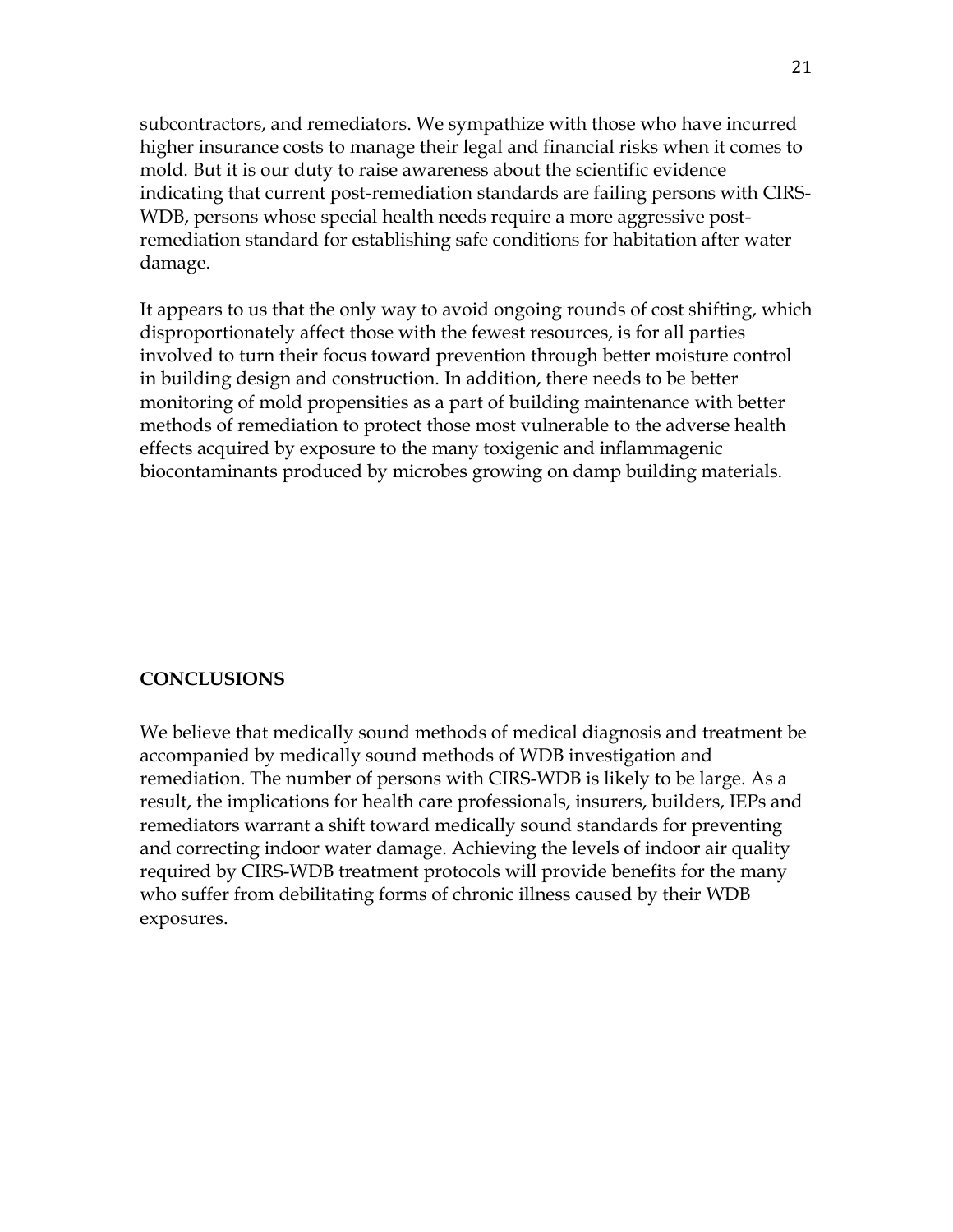subcontractors, and remediators. We sympathize with those who have incurred higher insurance costs to manage their legal and financial risks when it comes to mold. But it is our duty to raise awareness about the scientific evidence indicating that current post-remediation standards are failing persons with CIRS-WDB, persons whose special health needs require a more aggressive post-remediation standard for establishing safe conditions for habitation after water damage.

It appears to us that the only way to avoid ongoing rounds of cost shifting, which disproportionately affect those with the fewest resources, is for all parties involved to turn their focus toward prevention through better moisture control in building design and construction. In addition, there needs to be better monitoring of mold propensities as a part of building maintenance with better methods of remediation to protect those most vulnerable to the adverse health effects acquired by exposure to the many toxigenic and inflammagenic biocontaminants produced by microbes growing on damp building materials.

## CONCLUSIONS

We believe that medically sound methods of medical diagnosis and treatment be accompanied by medically sound methods of WDB investigation and remediation. The number of persons with CIRS-WDB is likely to be large. As a result, the implications for health care professionals, insurers, builders, IEPs and remediators warrant a shift toward medically sound standards for preventing and correcting indoor water damage. Achieving the levels of indoor air quality required by CIRS-WDB treatment protocols will provide benefits for the many who suffer from debilitating forms of chronic illness caused by their WDB exposures.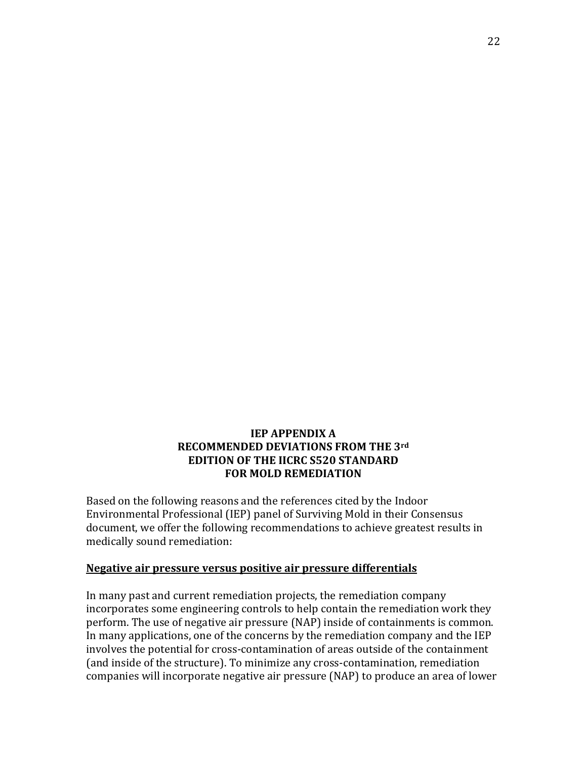## IEP APPENDIX A
## RECOMMENDED DEVIATIONS FROM THE 3rd EDITION OF THE IICRC S520 STANDARD FOR MOLD REMEDIATION

Based on the following reasons and the references cited by the Indoor Environmental Professional (IEP) panel of Surviving Mold in their Consensus document, we offer the following recommendations to achieve greatest results in medically sound remediation:

**Negative air pressure versus positive air pressure differentials**

In many past and current remediation projects, the remediation company incorporates some engineering controls to help contain the remediation work they perform. The use of negative air pressure (NAP) inside of containments is common. In many applications, one of the concerns by the remediation company and the IEP involves the potential for cross-contamination of areas outside of the containment (and inside of the structure). To minimize any cross-contamination, remediation companies will incorporate negative air pressure (NAP) to produce an area of lower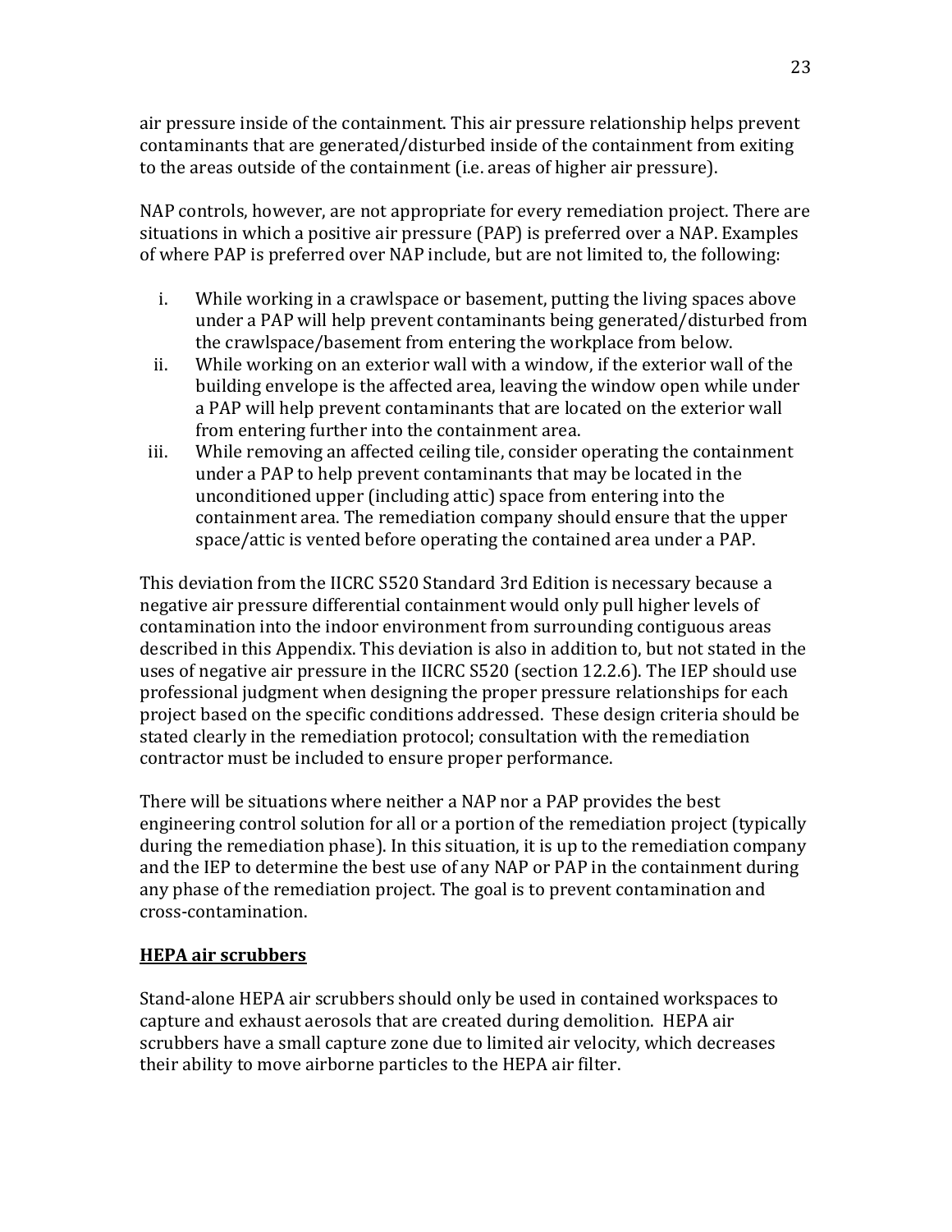air pressure inside of the containment. This air pressure relationship helps prevent contaminants that are generated/disturbed inside of the containment from exiting to the areas outside of the containment (i.e. areas of higher air pressure).

NAP controls, however, are not appropriate for every remediation project. There are situations in which a positive air pressure (PAP) is preferred over a NAP. Examples of where PAP is preferred over NAP include, but are not limited to, the following:

i. While working in a crawlspace or basement, putting the living spaces above under a PAP will help prevent contaminants being generated/disturbed from the crawlspace/basement from entering the workplace from below.
ii. While working on an exterior wall with a window, if the exterior wall of the building envelope is the affected area, leaving the window open while under a PAP will help prevent contaminants that are located on the exterior wall from entering further into the containment area.
iii. While removing an affected ceiling tile, consider operating the containment under a PAP to help prevent contaminants that may be located in the unconditioned upper (including attic) space from entering into the containment area. The remediation company should ensure that the upper space/attic is vented before operating the contained area under a PAP.

This deviation from the IICRC S520 Standard 3rd Edition is necessary because a negative air pressure differential containment would only pull higher levels of contamination into the indoor environment from surrounding contiguous areas described in this Appendix. This deviation is also in addition to, but not stated in the uses of negative air pressure in the IICRC S520 (section 12.2.6). The IEP should use professional judgment when designing the proper pressure relationships for each project based on the specific conditions addressed. These design criteria should be stated clearly in the remediation protocol; consultation with the remediation contractor must be included to ensure proper performance.

There will be situations where neither a NAP nor a PAP provides the best engineering control solution for all or a portion of the remediation project (typically during the remediation phase). In this situation, it is up to the remediation company and the IEP to determine the best use of any NAP or PAP in the containment during any phase of the remediation project. The goal is to prevent contamination and cross-contamination.

**HEPA air scrubbers**

Stand-alone HEPA air scrubbers should only be used in contained workspaces to capture and exhaust aerosols that are created during demolition. HEPA air scrubbers have a small capture zone due to limited air velocity, which decreases their ability to move airborne particles to the HEPA air filter.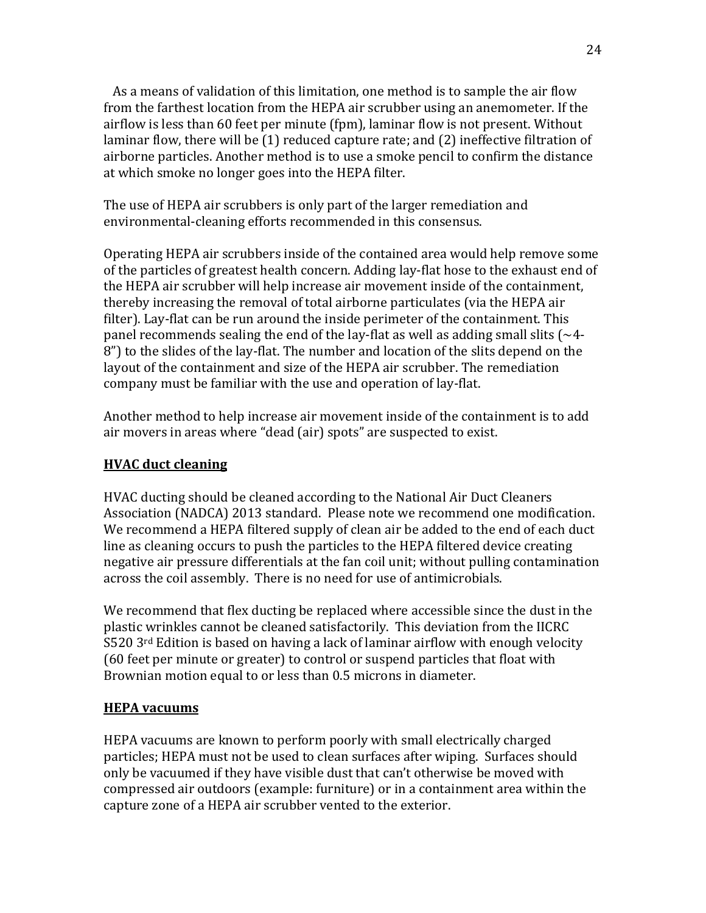As a means of validation of this limitation, one method is to sample the air flow from the farthest location from the HEPA air scrubber using an anemometer. If the airflow is less than 60 feet per minute (fpm), laminar flow is not present. Without laminar flow, there will be (1) reduced capture rate; and (2) ineffective filtration of airborne particles. Another method is to use a smoke pencil to confirm the distance at which smoke no longer goes into the HEPA filter.

The use of HEPA air scrubbers is only part of the larger remediation and environmental-cleaning efforts recommended in this consensus.

Operating HEPA air scrubbers inside of the contained area would help remove some of the particles of greatest health concern. Adding lay-flat hose to the exhaust end of the HEPA air scrubber will help increase air movement inside of the containment, thereby increasing the removal of total airborne particulates (via the HEPA air filter). Lay-flat can be run around the inside perimeter of the containment. This panel recommends sealing the end of the lay-flat as well as adding small slits (~4-8") to the slides of the lay-flat. The number and location of the slits depend on the layout of the containment and size of the HEPA air scrubber. The remediation company must be familiar with the use and operation of lay-flat.

Another method to help increase air movement inside of the containment is to add air movers in areas where "dead (air) spots" are suspected to exist.

## HVAC duct cleaning

HVAC ducting should be cleaned according to the National Air Duct Cleaners Association (NADCA) 2013 standard. Please note we recommend one modification. We recommend a HEPA filtered supply of clean air be added to the end of each duct line as cleaning occurs to push the particles to the HEPA filtered device creating negative air pressure differentials at the fan coil unit; without pulling contamination across the coil assembly. There is no need for use of antimicrobials.

We recommend that flex ducting be replaced where accessible since the dust in the plastic wrinkles cannot be cleaned satisfactorily. This deviation from the IICRC S520 3rd Edition is based on having a lack of laminar airflow with enough velocity (60 feet per minute or greater) to control or suspend particles that float with Brownian motion equal to or less than 0.5 microns in diameter.

## HEPA vacuums

HEPA vacuums are known to perform poorly with small electrically charged particles; HEPA must not be used to clean surfaces after wiping. Surfaces should only be vacuumed if they have visible dust that can't otherwise be moved with compressed air outdoors (example: furniture) or in a containment area within the capture zone of a HEPA air scrubber vented to the exterior.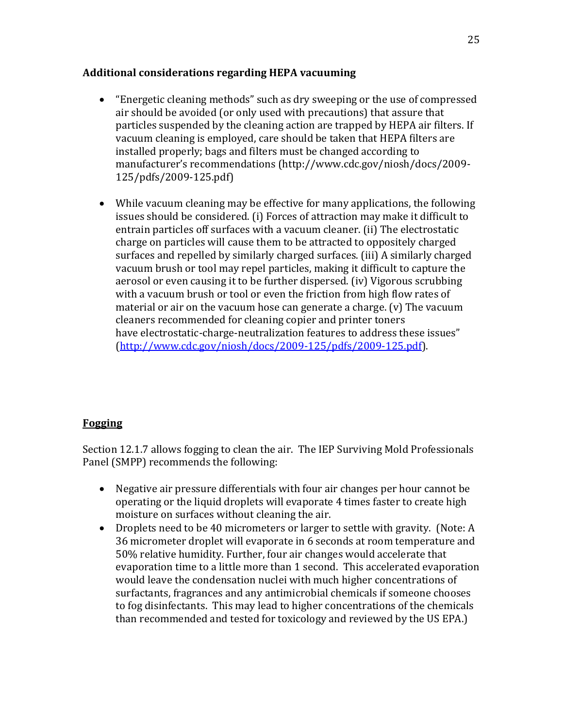**Additional considerations regarding HEPA vacuuming**

- "Energetic cleaning methods" such as dry sweeping or the use of compressed air should be avoided (or only used with precautions) that assure that particles suspended by the cleaning action are trapped by HEPA air filters. If vacuum cleaning is employed, care should be taken that HEPA filters are installed properly; bags and filters must be changed according to manufacturer's recommendations (http://www.cdc.gov/niosh/docs/2009-125/pdfs/2009-125.pdf)
- While vacuum cleaning may be effective for many applications, the following issues should be considered. (i) Forces of attraction may make it difficult to entrain particles off surfaces with a vacuum cleaner. (ii) The electrostatic charge on particles will cause them to be attracted to oppositely charged surfaces and repelled by similarly charged surfaces. (iii) A similarly charged vacuum brush or tool may repel particles, making it difficult to capture the aerosol or even causing it to be further dispersed. (iv) Vigorous scrubbing with a vacuum brush or tool or even the friction from high flow rates of material or air on the vacuum hose can generate a charge. (v) The vacuum cleaners recommended for cleaning copier and printer toners have electrostatic-charge-neutralization features to address these issues" (http://www.cdc.gov/niosh/docs/2009-125/pdfs/2009-125.pdf).

**Fogging**

Section 12.1.7 allows fogging to clean the air. The IEP Surviving Mold Professionals Panel (SMPP) recommends the following:

- Negative air pressure differentials with four air changes per hour cannot be operating or the liquid droplets will evaporate 4 times faster to create high moisture on surfaces without cleaning the air.
- Droplets need to be 40 micrometers or larger to settle with gravity. (Note: A 36 micrometer droplet will evaporate in 6 seconds at room temperature and 50% relative humidity. Further, four air changes would accelerate that evaporation time to a little more than 1 second. This accelerated evaporation would leave the condensation nuclei with much higher concentrations of surfactants, fragrances and any antimicrobial chemicals if someone chooses to fog disinfectants. This may lead to higher concentrations of the chemicals than recommended and tested for toxicology and reviewed by the US EPA.)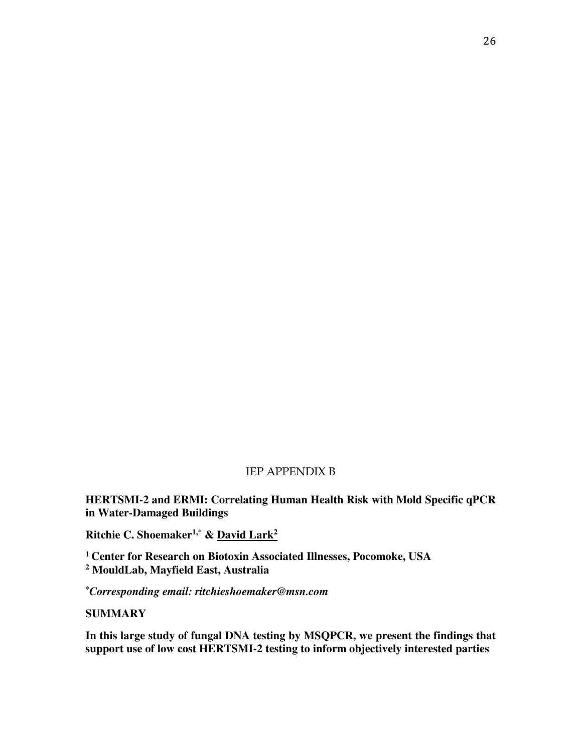IEP APPENDIX B

**HERTSMI-2 and ERMI: Correlating Human Health Risk with Mold Specific qPCR in Water-Damaged Buildings**

**Ritchie C. Shoemaker[1,*] & David Lark[2]**

**[1] Center for Research on Biotoxin Associated Illnesses, Pocomoke, USA**
**[2] MouldLab, Mayfield East, Australia**

***[*]Corresponding email: ritchieshoemaker@msn.com***

**SUMMARY**

**In this large study of fungal DNA testing by MSQPCR, we present the findings that support use of low cost HERTSMI-2 testing to inform objectively interested parties**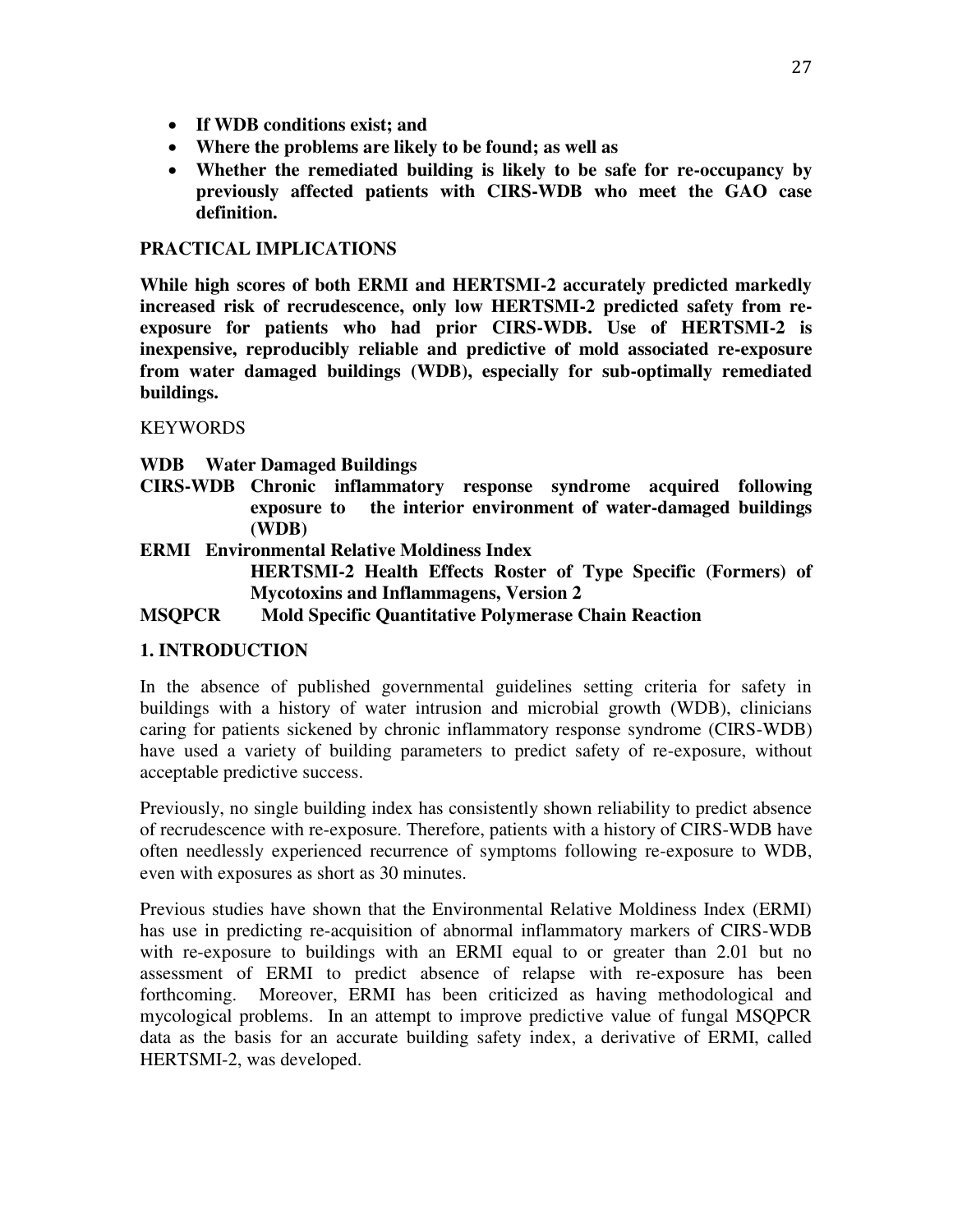- **If WDB conditions exist; and**
- **Where the problems are likely to be found; as well as**
- **Whether the remediated building is likely to be safe for re-occupancy by previously affected patients with CIRS-WDB who meet the GAO case definition.**

**PRACTICAL IMPLICATIONS**

**While high scores of both ERMI and HERTSMI-2 accurately predicted markedly increased risk of recrudescence, only low HERTSMI-2 predicted safety from re-exposure for patients who had prior CIRS-WDB. Use of HERTSMI-2 is inexpensive, reproducibly reliable and predictive of mold associated re-exposure from water damaged buildings (WDB), especially for sub-optimally remediated buildings.**

KEYWORDS

**WDB** **Water Damaged Buildings**

**CIRS-WDB** **Chronic inflammatory response syndrome acquired following exposure to the interior environment of water-damaged buildings (WDB)**

**ERMI** **Environmental Relative Moldiness Index**

**HERTSMI-2** **Health Effects Roster of Type Specific (Formers) of Mycotoxins and Inflammagens, Version 2**

**MSQPCR** **Mold Specific Quantitative Polymerase Chain Reaction**

## 1. INTRODUCTION

In the absence of published governmental guidelines setting criteria for safety in buildings with a history of water intrusion and microbial growth (WDB), clinicians caring for patients sickened by chronic inflammatory response syndrome (CIRS-WDB) have used a variety of building parameters to predict safety of re-exposure, without acceptable predictive success.

Previously, no single building index has consistently shown reliability to predict absence of recrudescence with re-exposure. Therefore, patients with a history of CIRS-WDB have often needlessly experienced recurrence of symptoms following re-exposure to WDB, even with exposures as short as 30 minutes.

Previous studies have shown that the Environmental Relative Moldiness Index (ERMI) has use in predicting re-acquisition of abnormal inflammatory markers of CIRS-WDB with re-exposure to buildings with an ERMI equal to or greater than 2.01 but no assessment of ERMI to predict absence of relapse with re-exposure has been forthcoming. Moreover, ERMI has been criticized as having methodological and mycological problems. In an attempt to improve predictive value of fungal MSQPCR data as the basis for an accurate building safety index, a derivative of ERMI, called HERTSMI-2, was developed.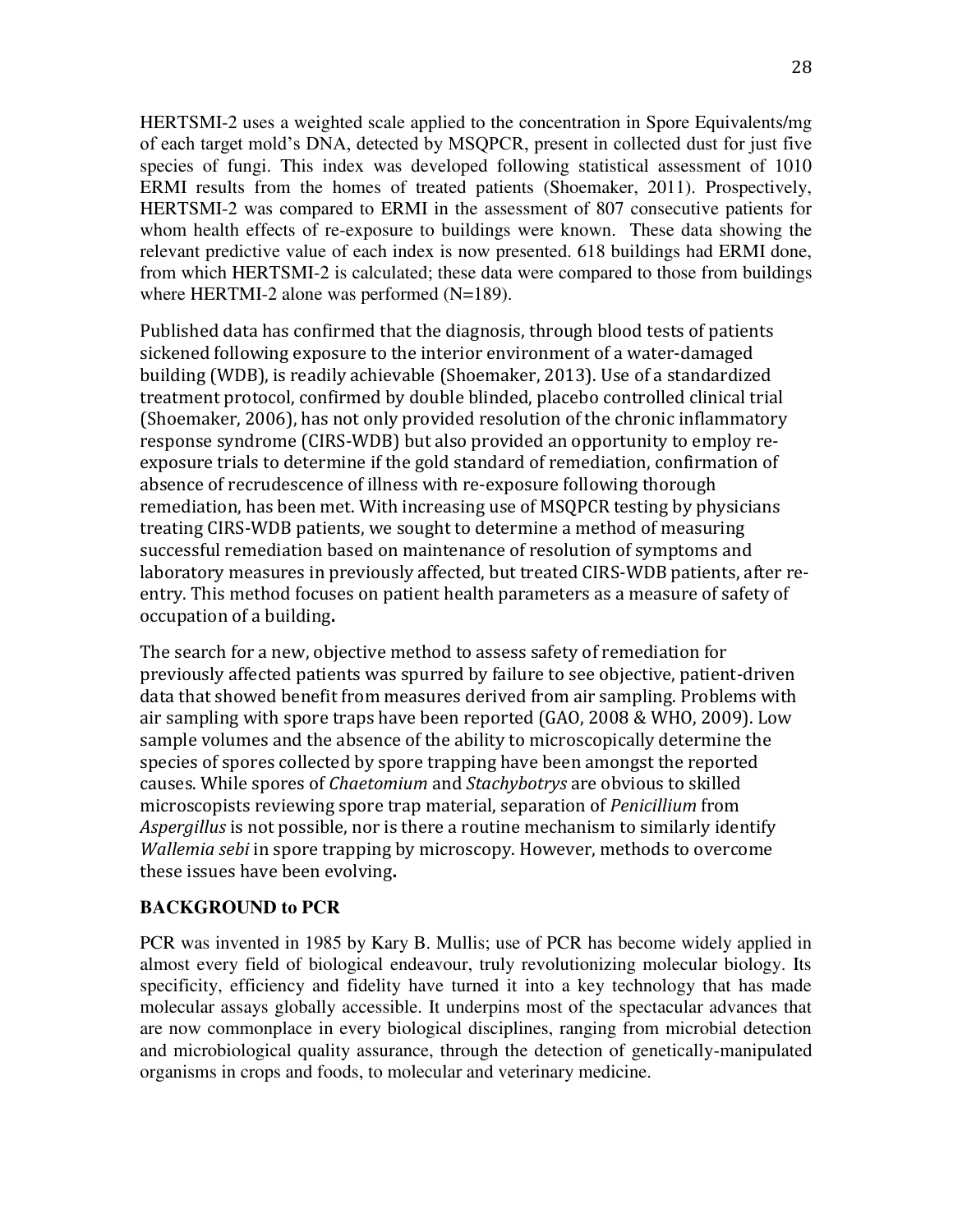HERTSMI-2 uses a weighted scale applied to the concentration in Spore Equivalents/mg of each target mold's DNA, detected by MSQPCR, present in collected dust for just five species of fungi. This index was developed following statistical assessment of 1010 ERMI results from the homes of treated patients (Shoemaker, 2011). Prospectively, HERTSMI-2 was compared to ERMI in the assessment of 807 consecutive patients for whom health effects of re-exposure to buildings were known. These data showing the relevant predictive value of each index is now presented. 618 buildings had ERMI done, from which HERTSMI-2 is calculated; these data were compared to those from buildings where HERTMI-2 alone was performed (N=189).

Published data has confirmed that the diagnosis, through blood tests of patients sickened following exposure to the interior environment of a water-damaged building (WDB), is readily achievable (Shoemaker, 2013). Use of a standardized treatment protocol, confirmed by double blinded, placebo controlled clinical trial (Shoemaker, 2006), has not only provided resolution of the chronic inflammatory response syndrome (CIRS-WDB) but also provided an opportunity to employ re-exposure trials to determine if the gold standard of remediation, confirmation of absence of recrudescence of illness with re-exposure following thorough remediation, has been met. With increasing use of MSQPCR testing by physicians treating CIRS-WDB patients, we sought to determine a method of measuring successful remediation based on maintenance of resolution of symptoms and laboratory measures in previously affected, but treated CIRS-WDB patients, after re-entry. This method focuses on patient health parameters as a measure of safety of occupation of a building**.**

The search for a new, objective method to assess safety of remediation for previously affected patients was spurred by failure to see objective, patient-driven data that showed benefit from measures derived from air sampling. Problems with air sampling with spore traps have been reported (GAO, 2008 & WHO, 2009). Low sample volumes and the absence of the ability to microscopically determine the species of spores collected by spore trapping have been amongst the reported causes. While spores of *Chaetomium* and *Stachybotrys* are obvious to skilled microscopists reviewing spore trap material, separation of *Penicillium* from *Aspergillus* is not possible, nor is there a routine mechanism to similarly identify *Wallemia sebi* in spore trapping by microscopy. However, methods to overcome these issues have been evolving**.**

## BACKGROUND to PCR

PCR was invented in 1985 by Kary B. Mullis; use of PCR has become widely applied in almost every field of biological endeavour, truly revolutionizing molecular biology. Its specificity, efficiency and fidelity have turned it into a key technology that has made molecular assays globally accessible. It underpins most of the spectacular advances that are now commonplace in every biological disciplines, ranging from microbial detection and microbiological quality assurance, through the detection of genetically-manipulated organisms in crops and foods, to molecular and veterinary medicine.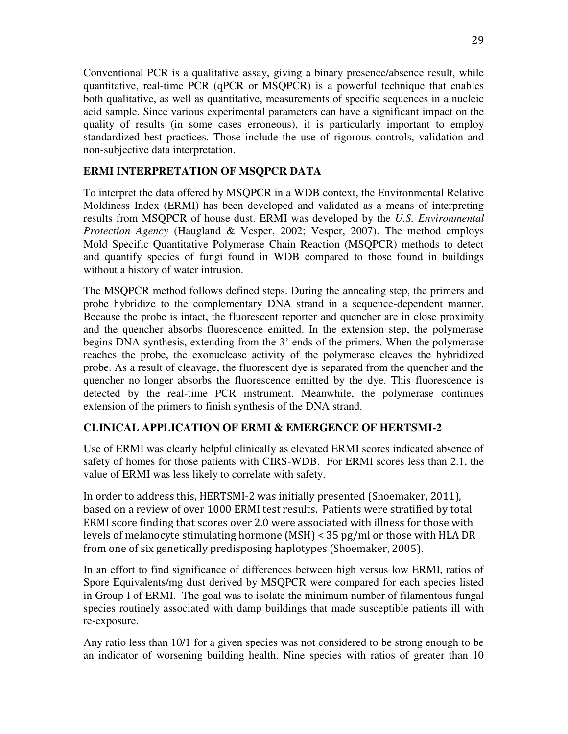Conventional PCR is a qualitative assay, giving a binary presence/absence result, while quantitative, real-time PCR (qPCR or MSQPCR) is a powerful technique that enables both qualitative, as well as quantitative, measurements of specific sequences in a nucleic acid sample. Since various experimental parameters can have a significant impact on the quality of results (in some cases erroneous), it is particularly important to employ standardized best practices. Those include the use of rigorous controls, validation and non-subjective data interpretation.

## ERMI INTERPRETATION OF MSQPCR DATA

To interpret the data offered by MSQPCR in a WDB context, the Environmental Relative Moldiness Index (ERMI) has been developed and validated as a means of interpreting results from MSQPCR of house dust. ERMI was developed by the *U.S. Environmental Protection Agency* (Haugland & Vesper, 2002; Vesper, 2007). The method employs Mold Specific Quantitative Polymerase Chain Reaction (MSQPCR) methods to detect and quantify species of fungi found in WDB compared to those found in buildings without a history of water intrusion.

The MSQPCR method follows defined steps. During the annealing step, the primers and probe hybridize to the complementary DNA strand in a sequence-dependent manner. Because the probe is intact, the fluorescent reporter and quencher are in close proximity and the quencher absorbs fluorescence emitted. In the extension step, the polymerase begins DNA synthesis, extending from the 3' ends of the primers. When the polymerase reaches the probe, the exonuclease activity of the polymerase cleaves the hybridized probe. As a result of cleavage, the fluorescent dye is separated from the quencher and the quencher no longer absorbs the fluorescence emitted by the dye. This fluorescence is detected by the real-time PCR instrument. Meanwhile, the polymerase continues extension of the primers to finish synthesis of the DNA strand.

## CLINICAL APPLICATION OF ERMI & EMERGENCE OF HERTSMI-2

Use of ERMI was clearly helpful clinically as elevated ERMI scores indicated absence of safety of homes for those patients with CIRS-WDB. For ERMI scores less than 2.1, the value of ERMI was less likely to correlate with safety.

In order to address this, HERTSMI-2 was initially presented (Shoemaker, 2011), based on a review of over 1000 ERMI test results. Patients were stratified by total ERMI score finding that scores over 2.0 were associated with illness for those with levels of melanocyte stimulating hormone (MSH) < 35 pg/ml or those with HLA DR from one of six genetically predisposing haplotypes (Shoemaker, 2005).

In an effort to find significance of differences between high versus low ERMI, ratios of Spore Equivalents/mg dust derived by MSQPCR were compared for each species listed in Group I of ERMI. The goal was to isolate the minimum number of filamentous fungal species routinely associated with damp buildings that made susceptible patients ill with re-exposure.

Any ratio less than 10/1 for a given species was not considered to be strong enough to be an indicator of worsening building health. Nine species with ratios of greater than 10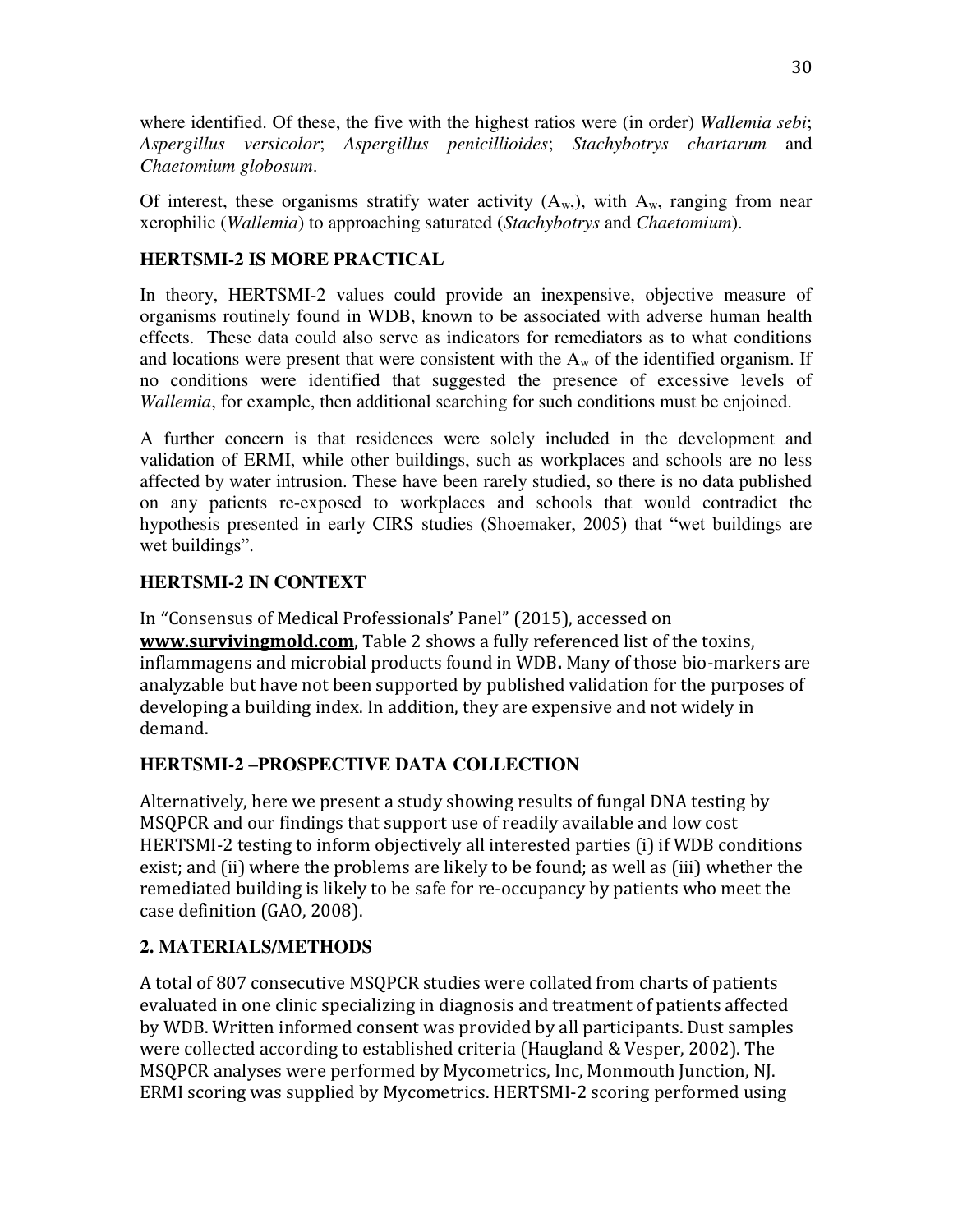where identified. Of these, the five with the highest ratios were (in order) *Wallemia sebi*; *Aspergillus versicolor*; *Aspergillus penicillioides*; *Stachybotrys chartarum* and *Chaetomium globosum*.

Of interest, these organisms stratify water activity ($A_w$,), with $A_w$, ranging from near xerophilic (*Wallemia*) to approaching saturated (*Stachybotrys* and *Chaetomium*).

## HERTSMI-2 IS MORE PRACTICAL

In theory, HERTSMI-2 values could provide an inexpensive, objective measure of organisms routinely found in WDB, known to be associated with adverse human health effects. These data could also serve as indicators for remediators as to what conditions and locations were present that were consistent with the $A_w$ of the identified organism. If no conditions were identified that suggested the presence of excessive levels of *Wallemia*, for example, then additional searching for such conditions must be enjoined.

A further concern is that residences were solely included in the development and validation of ERMI, while other buildings, such as workplaces and schools are no less affected by water intrusion. These have been rarely studied, so there is no data published on any patients re-exposed to workplaces and schools that would contradict the hypothesis presented in early CIRS studies (Shoemaker, 2005) that "wet buildings are wet buildings".

## HERTSMI-2 IN CONTEXT

In "Consensus of Medical Professionals' Panel" (2015), accessed on **www.survivingmold.com,** Table 2 shows a fully referenced list of the toxins, inflammagens and microbial products found in WDB**.** Many of those bio-markers are analyzable but have not been supported by published validation for the purposes of developing a building index. In addition, they are expensive and not widely in demand.

## HERTSMI-2 –PROSPECTIVE DATA COLLECTION

Alternatively, here we present a study showing results of fungal DNA testing by MSQPCR and our findings that support use of readily available and low cost HERTSMI-2 testing to inform objectively all interested parties (i) if WDB conditions exist; and (ii) where the problems are likely to be found; as well as (iii) whether the remediated building is likely to be safe for re-occupancy by patients who meet the case definition (GAO, 2008).

## 2. MATERIALS/METHODS

A total of 807 consecutive MSQPCR studies were collated from charts of patients evaluated in one clinic specializing in diagnosis and treatment of patients affected by WDB. Written informed consent was provided by all participants. Dust samples were collected according to established criteria (Haugland & Vesper, 2002). The MSQPCR analyses were performed by Mycometrics, Inc, Monmouth Junction, NJ. ERMI scoring was supplied by Mycometrics. HERTSMI-2 scoring performed using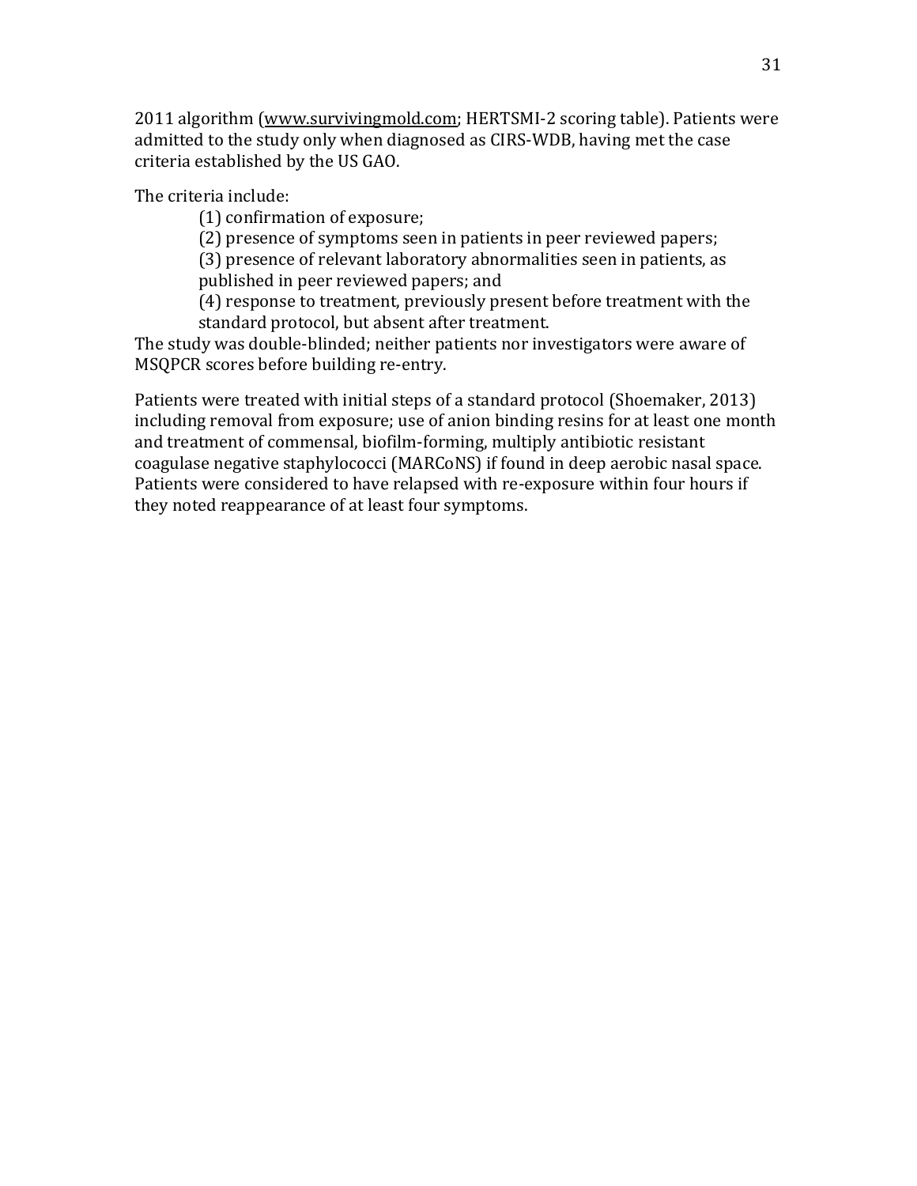2011 algorithm (www.survivingmold.com; HERTSMI-2 scoring table). Patients were admitted to the study only when diagnosed as CIRS-WDB, having met the case criteria established by the US GAO.

The criteria include:

(1) confirmation of exposure;
(2) presence of symptoms seen in patients in peer reviewed papers;
(3) presence of relevant laboratory abnormalities seen in patients, as published in peer reviewed papers; and
(4) response to treatment, previously present before treatment with the standard protocol, but absent after treatment.

The study was double-blinded; neither patients nor investigators were aware of MSQPCR scores before building re-entry.

Patients were treated with initial steps of a standard protocol (Shoemaker, 2013) including removal from exposure; use of anion binding resins for at least one month and treatment of commensal, biofilm-forming, multiply antibiotic resistant coagulase negative staphylococci (MARCoNS) if found in deep aerobic nasal space. Patients were considered to have relapsed with re-exposure within four hours if they noted reappearance of at least four symptoms.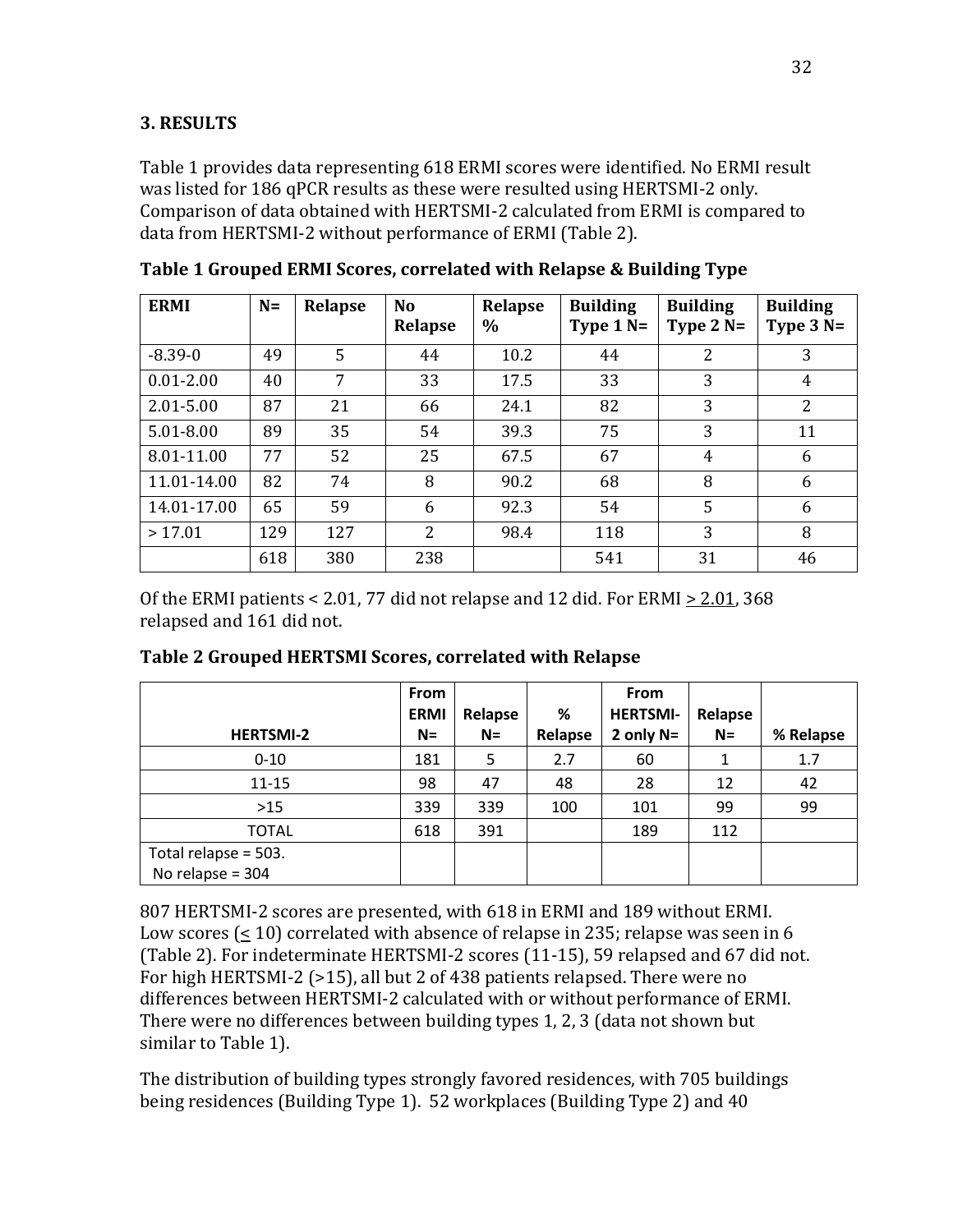## 3. RESULTS

Table 1 provides data representing 618 ERMI scores were identified. No ERMI result was listed for 186 qPCR results as these were resulted using HERTSMI-2 only. Comparison of data obtained with HERTSMI-2 calculated from ERMI is compared to data from HERTSMI-2 without performance of ERMI (Table 2).

**Table 1 Grouped ERMI Scores, correlated with Relapse & Building Type**

| ERMI | N= | Relapse | No Relapse | Relapse % | Building Type 1 N= | Building Type 2 N= | Building Type 3 N= |
|---|---|---|---|---|---|---|---|
| -8.39-0 | 49 | 5 | 44 | 10.2 | 44 | 2 | 3 |
| 0.01-2.00 | 40 | 7 | 33 | 17.5 | 33 | 3 | 4 |
| 2.01-5.00 | 87 | 21 | 66 | 24.1 | 82 | 3 | 2 |
| 5.01-8.00 | 89 | 35 | 54 | 39.3 | 75 | 3 | 11 |
| 8.01-11.00 | 77 | 52 | 25 | 67.5 | 67 | 4 | 6 |
| 11.01-14.00 | 82 | 74 | 8 | 90.2 | 68 | 8 | 6 |
| 14.01-17.00 | 65 | 59 | 6 | 92.3 | 54 | 5 | 6 |
| > 17.01 | 129 | 127 | 2 | 98.4 | 118 | 3 | 8 |
| | 618 | 380 | 238 | | 541 | 31 | 46 |

Of the ERMI patients < 2.01, 77 did not relapse and 12 did. For ERMI $\geq$ 2.01, 368 relapsed and 161 did not.

**Table 2 Grouped HERTSMI Scores, correlated with Relapse**

| HERTSMI-2 | From ERMI N= | Relapse N= | % Relapse | From HERTSMI-2 only N= | Relapse N= | % Relapse |
|---|---|---|---|---|---|---|
| 0-10 | 181 | 5 | 2.7 | 60 | 1 | 1.7 |
| 11-15 | 98 | 47 | 48 | 28 | 12 | 42 |
| >15 | 339 | 339 | 100 | 101 | 99 | 99 |
| TOTAL | 618 | 391 | | 189 | 112 | |
| Total relapse = 503. No relapse = 304 | | | | | | |

807 HERTSMI-2 scores are presented, with 618 in ERMI and 189 without ERMI. Low scores ($\leq$ 10) correlated with absence of relapse in 235; relapse was seen in 6 (Table 2). For indeterminate HERTSMI-2 scores (11-15), 59 relapsed and 67 did not. For high HERTSMI-2 (>15), all but 2 of 438 patients relapsed. There were no differences between HERTSMI-2 calculated with or without performance of ERMI. There were no differences between building types 1, 2, 3 (data not shown but similar to Table 1).

The distribution of building types strongly favored residences, with 705 buildings being residences (Building Type 1). 52 workplaces (Building Type 2) and 40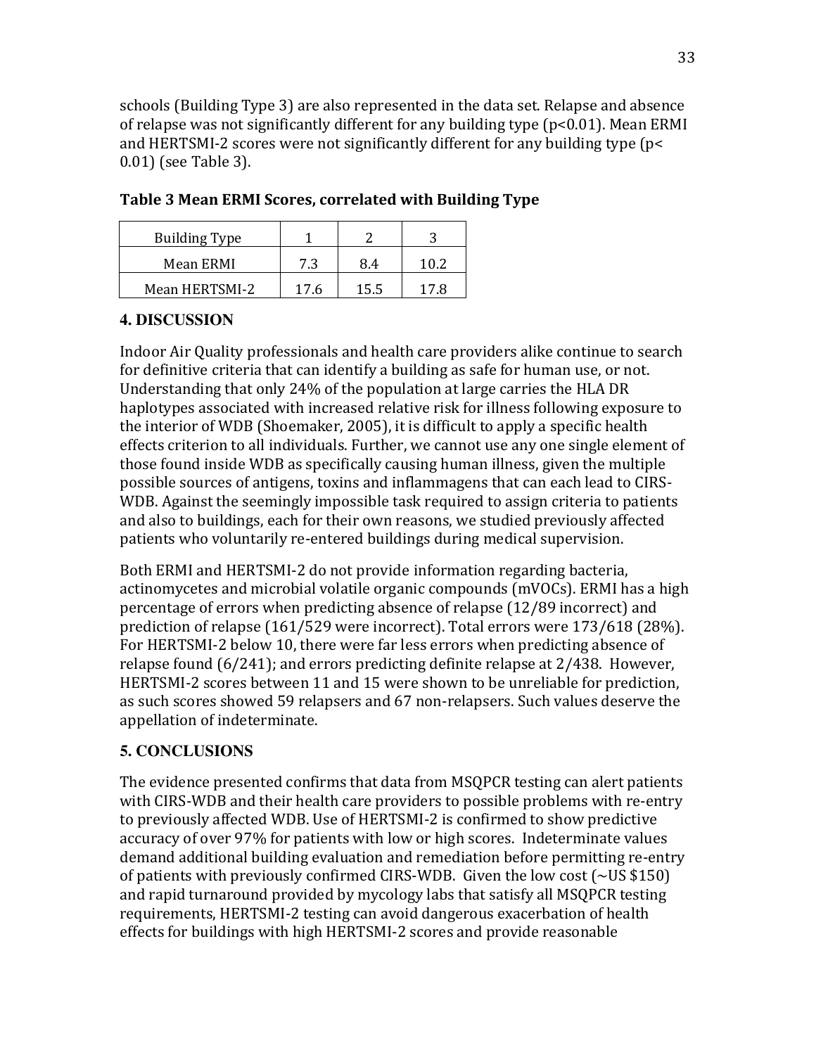schools (Building Type 3) are also represented in the data set. Relapse and absence of relapse was not significantly different for any building type ($p<0.01$). Mean ERMI and HERTSMI-2 scores were not significantly different for any building type ($p< 0.01$) (see Table 3).

**Table 3 Mean ERMI Scores, correlated with Building Type**

| Building Type | 1 | 2 | 3 |
|---|---|---|---|
| Mean ERMI | 7.3 | 8.4 | 10.2 |
| Mean HERTSMI-2 | 17.6 | 15.5 | 17.8 |

## 4. DISCUSSION

Indoor Air Quality professionals and health care providers alike continue to search for definitive criteria that can identify a building as safe for human use, or not. Understanding that only 24% of the population at large carries the HLA DR haplotypes associated with increased relative risk for illness following exposure to the interior of WDB (Shoemaker, 2005), it is difficult to apply a specific health effects criterion to all individuals. Further, we cannot use any one single element of those found inside WDB as specifically causing human illness, given the multiple possible sources of antigens, toxins and inflammagens that can each lead to CIRS-WDB. Against the seemingly impossible task required to assign criteria to patients and also to buildings, each for their own reasons, we studied previously affected patients who voluntarily re-entered buildings during medical supervision.

Both ERMI and HERTSMI-2 do not provide information regarding bacteria, actinomycetes and microbial volatile organic compounds (mVOCs). ERMI has a high percentage of errors when predicting absence of relapse (12/89 incorrect) and prediction of relapse (161/529 were incorrect). Total errors were 173/618 (28%). For HERTSMI-2 below 10, there were far less errors when predicting absence of relapse found (6/241); and errors predicting definite relapse at 2/438. However, HERTSMI-2 scores between 11 and 15 were shown to be unreliable for prediction, as such scores showed 59 relapsers and 67 non-relapsers. Such values deserve the appellation of indeterminate.

## 5. CONCLUSIONS

The evidence presented confirms that data from MSQPCR testing can alert patients with CIRS-WDB and their health care providers to possible problems with re-entry to previously affected WDB. Use of HERTSMI-2 is confirmed to show predictive accuracy of over 97% for patients with low or high scores. Indeterminate values demand additional building evaluation and remediation before permitting re-entry of patients with previously confirmed CIRS-WDB. Given the low cost (~US $150) and rapid turnaround provided by mycology labs that satisfy all MSQPCR testing requirements, HERTSMI-2 testing can avoid dangerous exacerbation of health effects for buildings with high HERTSMI-2 scores and provide reasonable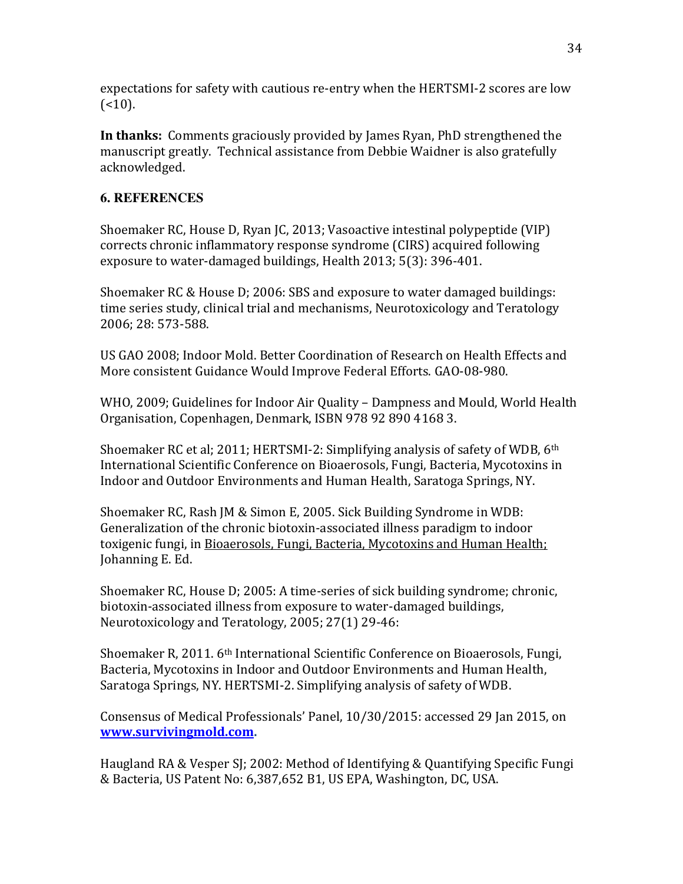expectations for safety with cautious re-entry when the HERTSMI-2 scores are low (<10).

**In thanks:** Comments graciously provided by James Ryan, PhD strengthened the manuscript greatly. Technical assistance from Debbie Waidner is also gratefully acknowledged.

## 6. REFERENCES

Shoemaker RC, House D, Ryan JC, 2013; Vasoactive intestinal polypeptide (VIP) corrects chronic inflammatory response syndrome (CIRS) acquired following exposure to water-damaged buildings, Health 2013; 5(3): 396-401.

Shoemaker RC & House D; 2006: SBS and exposure to water damaged buildings: time series study, clinical trial and mechanisms, Neurotoxicology and Teratology 2006; 28: 573-588.

US GAO 2008; Indoor Mold. Better Coordination of Research on Health Effects and More consistent Guidance Would Improve Federal Efforts. GAO-08-980.

WHO, 2009; Guidelines for Indoor Air Quality – Dampness and Mould, World Health Organisation, Copenhagen, Denmark, ISBN 978 92 890 4168 3.

Shoemaker RC et al; 2011; HERTSMI-2: Simplifying analysis of safety of WDB, 6th International Scientific Conference on Bioaerosols, Fungi, Bacteria, Mycotoxins in Indoor and Outdoor Environments and Human Health, Saratoga Springs, NY.

Shoemaker RC, Rash JM & Simon E, 2005. Sick Building Syndrome in WDB: Generalization of the chronic biotoxin-associated illness paradigm to indoor toxigenic fungi, in Bioaerosols, Fungi, Bacteria, Mycotoxins and Human Health; Johanning E. Ed.

Shoemaker RC, House D; 2005: A time-series of sick building syndrome; chronic, biotoxin-associated illness from exposure to water-damaged buildings, Neurotoxicology and Teratology, 2005; 27(1) 29-46:

Shoemaker R, 2011. 6th International Scientific Conference on Bioaerosols, Fungi, Bacteria, Mycotoxins in Indoor and Outdoor Environments and Human Health, Saratoga Springs, NY. HERTSMI-2. Simplifying analysis of safety of WDB.

Consensus of Medical Professionals' Panel, 10/30/2015: accessed 29 Jan 2015, on **www.survivingmold.com.**

Haugland RA & Vesper SJ; 2002: Method of Identifying & Quantifying Specific Fungi & Bacteria, US Patent No: 6,387,652 B1, US EPA, Washington, DC, USA.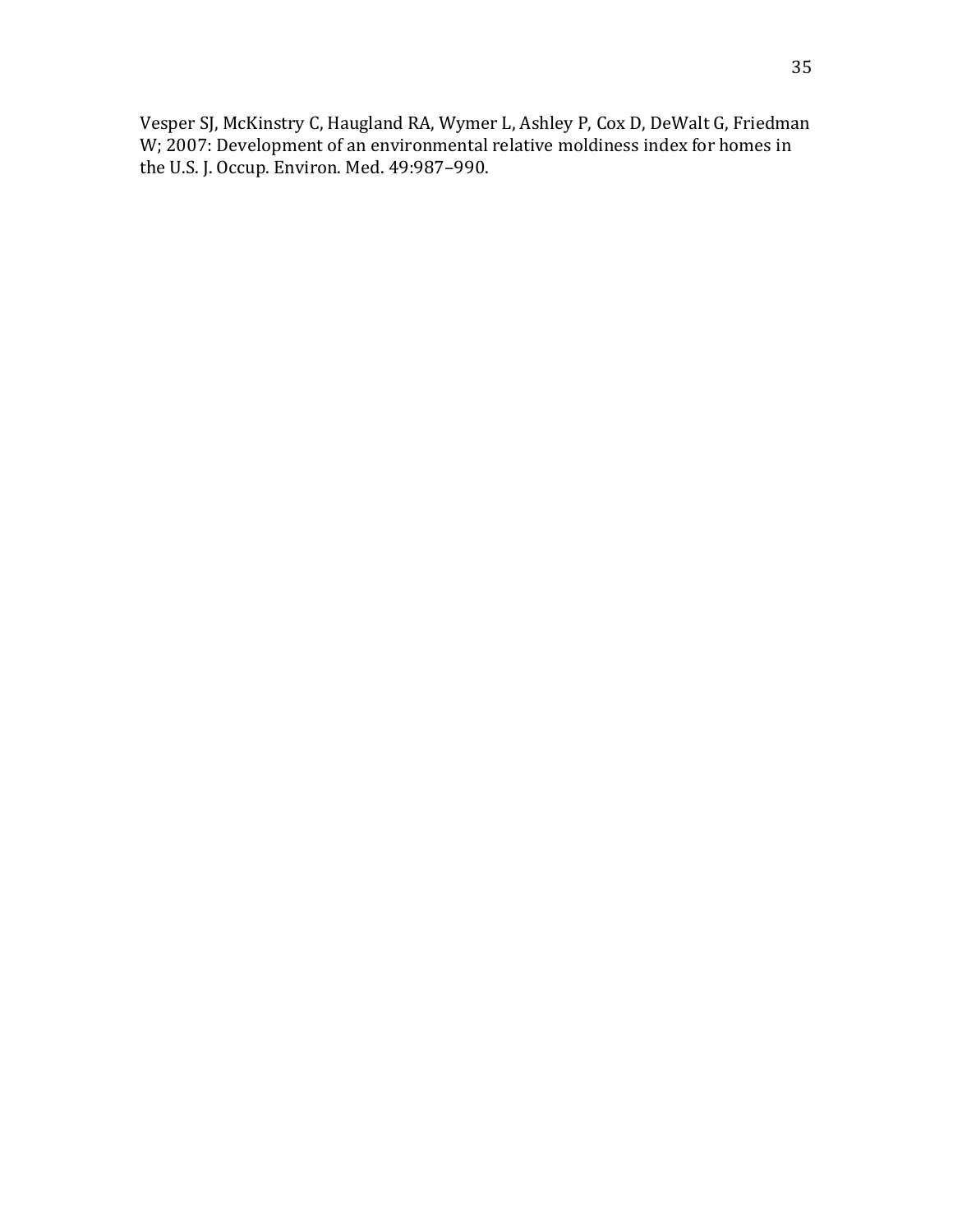Vesper SJ, McKinstry C, Haugland RA, Wymer L, Ashley P, Cox D, DeWalt G, Friedman W; 2007: Development of an environmental relative moldiness index for homes in the U.S. J. Occup. Environ. Med. 49:987–990.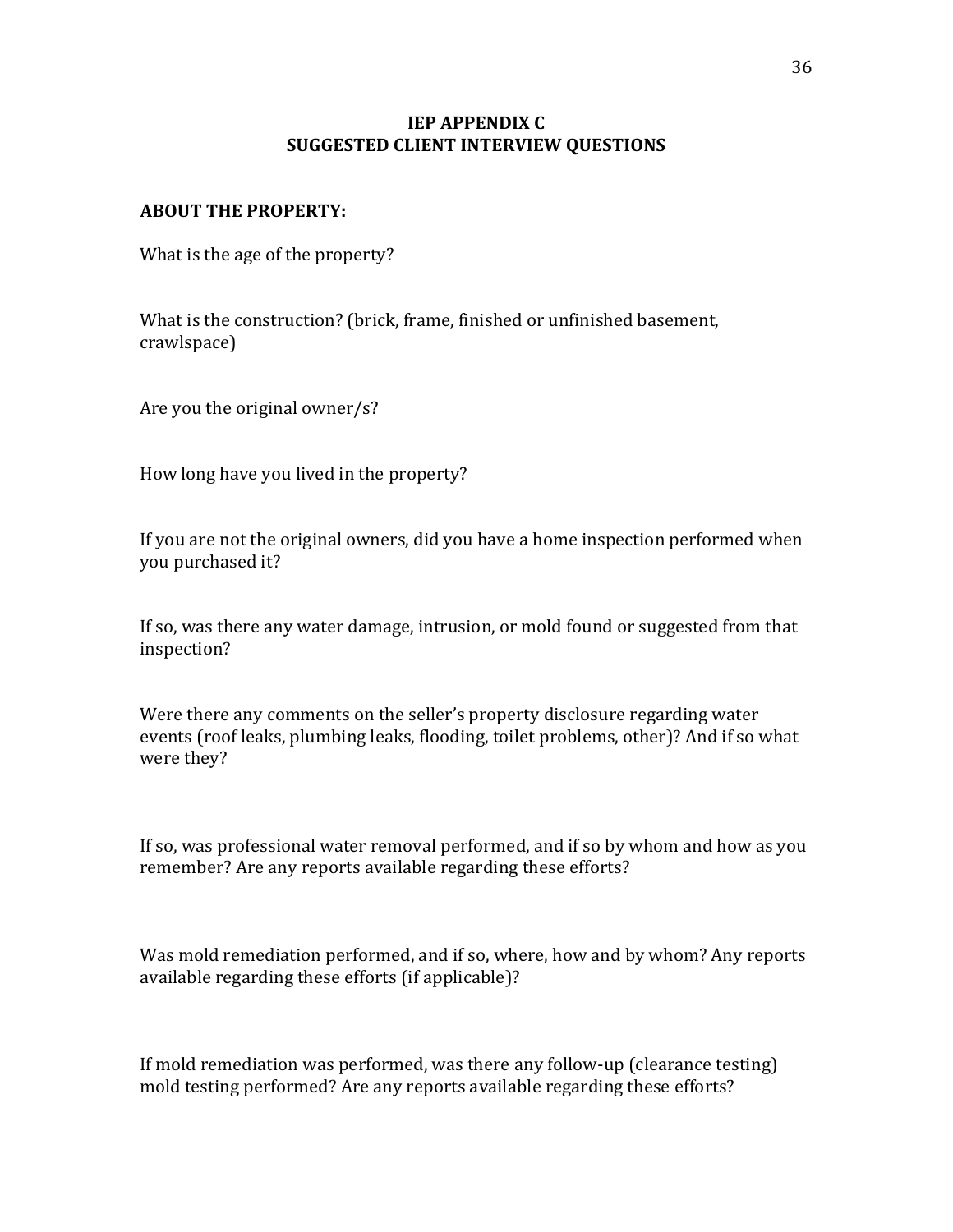# IEP APPENDIX C
# SUGGESTED CLIENT INTERVIEW QUESTIONS

**ABOUT THE PROPERTY:**

What is the age of the property?

What is the construction? (brick, frame, finished or unfinished basement, crawlspace)

Are you the original owner/s?

How long have you lived in the property?

If you are not the original owners, did you have a home inspection performed when you purchased it?

If so, was there any water damage, intrusion, or mold found or suggested from that inspection?

Were there any comments on the seller's property disclosure regarding water events (roof leaks, plumbing leaks, flooding, toilet problems, other)? And if so what were they?

If so, was professional water removal performed, and if so by whom and how as you remember? Are any reports available regarding these efforts?

Was mold remediation performed, and if so, where, how and by whom? Any reports available regarding these efforts (if applicable)?

If mold remediation was performed, was there any follow-up (clearance testing) mold testing performed? Are any reports available regarding these efforts?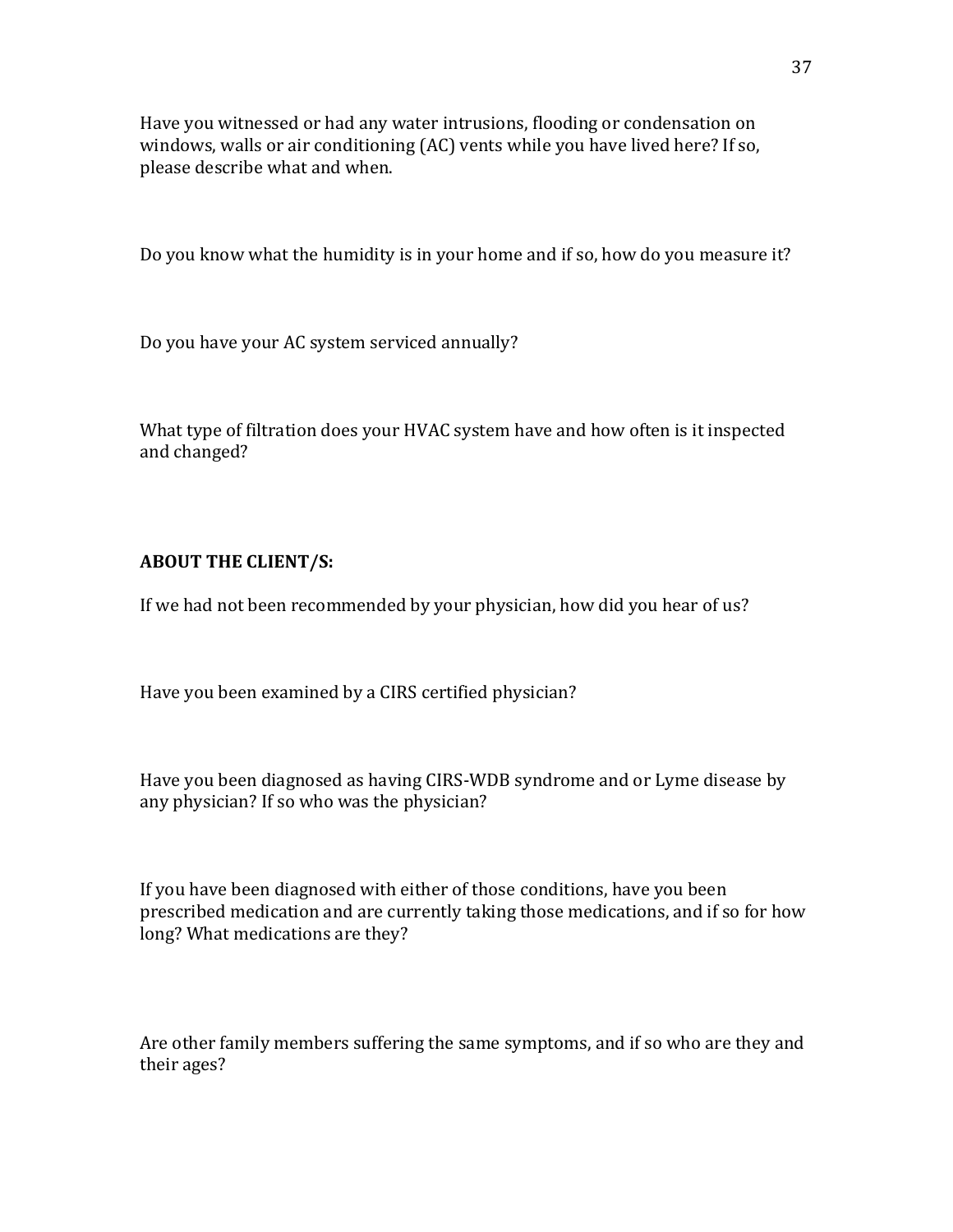Have you witnessed or had any water intrusions, flooding or condensation on windows, walls or air conditioning (AC) vents while you have lived here? If so, please describe what and when.

Do you know what the humidity is in your home and if so, how do you measure it?

Do you have your AC system serviced annually?

What type of filtration does your HVAC system have and how often is it inspected and changed?

**ABOUT THE CLIENT/S:**

If we had not been recommended by your physician, how did you hear of us?

Have you been examined by a CIRS certified physician?

Have you been diagnosed as having CIRS-WDB syndrome and or Lyme disease by any physician? If so who was the physician?

If you have been diagnosed with either of those conditions, have you been prescribed medication and are currently taking those medications, and if so for how long? What medications are they?

Are other family members suffering the same symptoms, and if so who are they and their ages?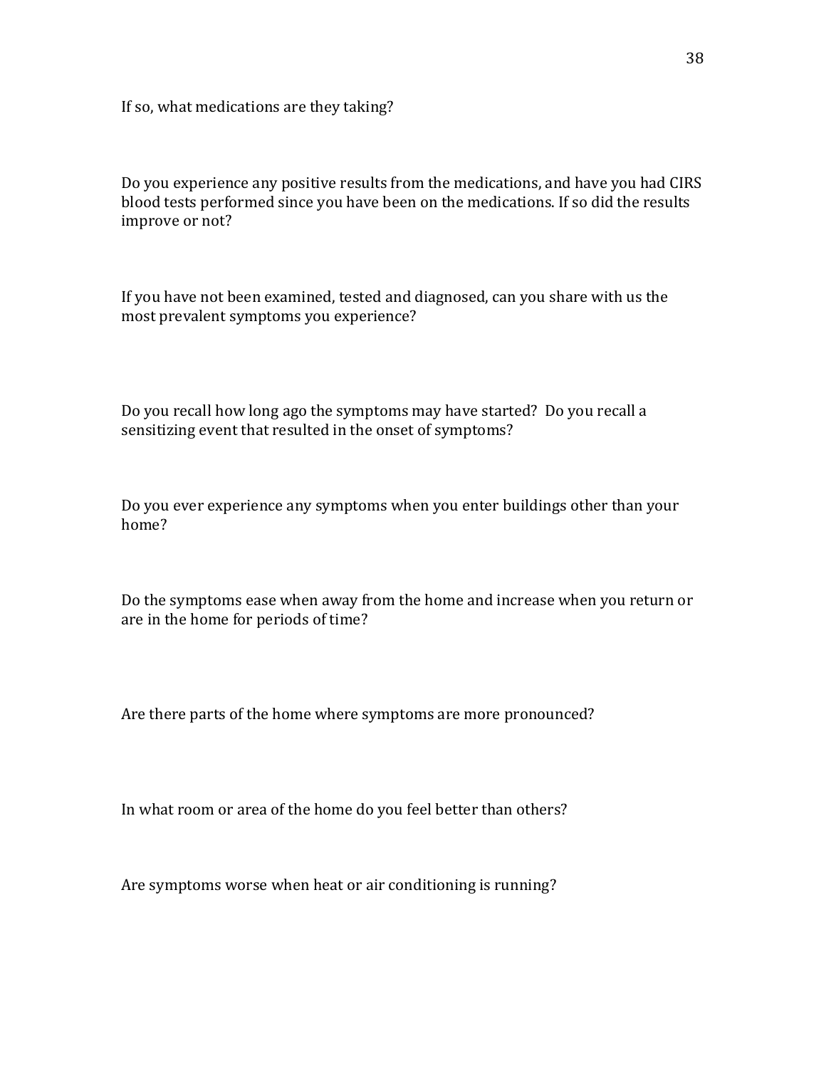If so, what medications are they taking?

Do you experience any positive results from the medications, and have you had CIRS blood tests performed since you have been on the medications. If so did the results improve or not?

If you have not been examined, tested and diagnosed, can you share with us the most prevalent symptoms you experience?

Do you recall how long ago the symptoms may have started? Do you recall a sensitizing event that resulted in the onset of symptoms?

Do you ever experience any symptoms when you enter buildings other than your home?

Do the symptoms ease when away from the home and increase when you return or are in the home for periods of time?

Are there parts of the home where symptoms are more pronounced?

In what room or area of the home do you feel better than others?

Are symptoms worse when heat or air conditioning is running?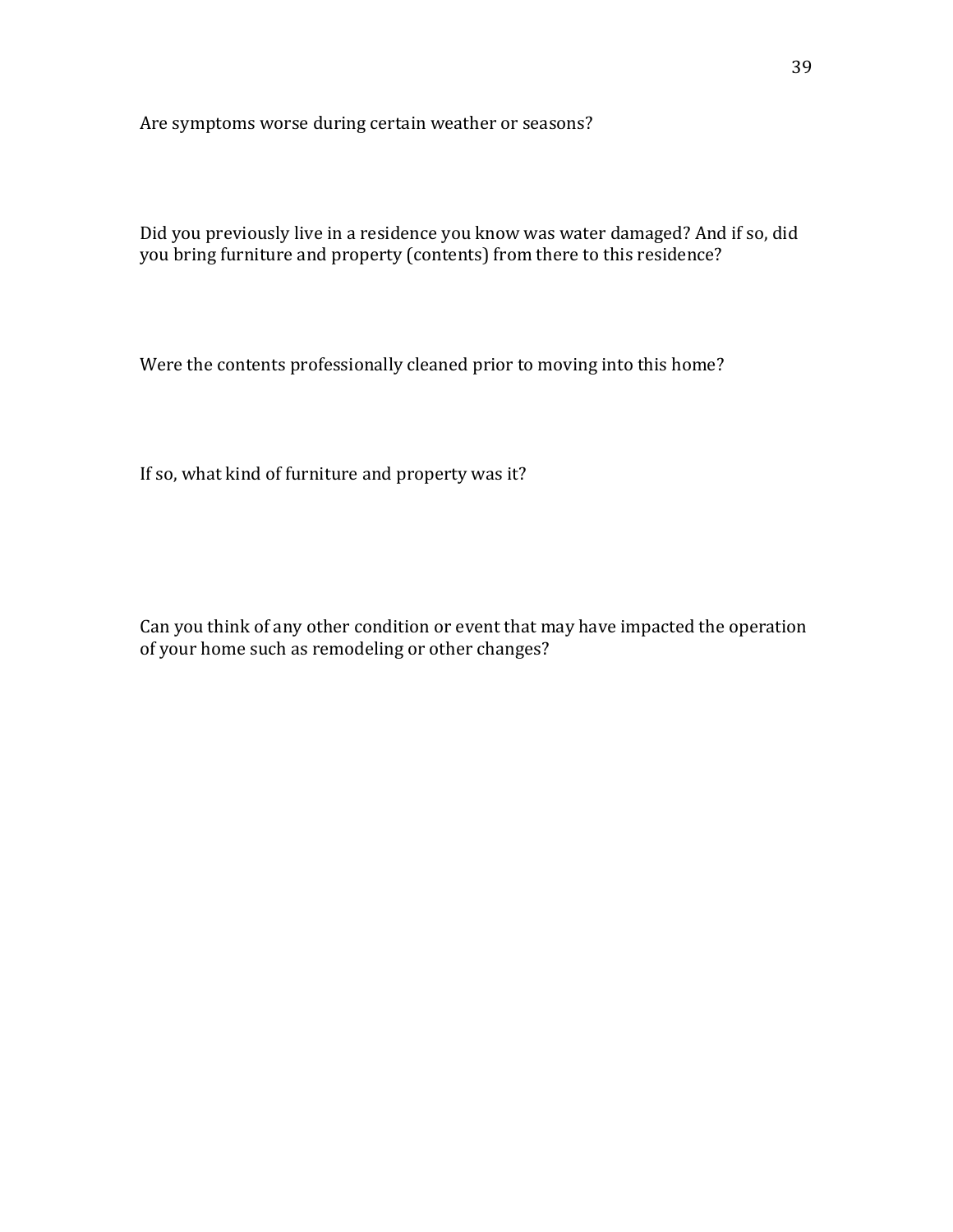Are symptoms worse during certain weather or seasons?

Did you previously live in a residence you know was water damaged? And if so, did you bring furniture and property (contents) from there to this residence?

Were the contents professionally cleaned prior to moving into this home?

If so, what kind of furniture and property was it?

Can you think of any other condition or event that may have impacted the operation of your home such as remodeling or other changes?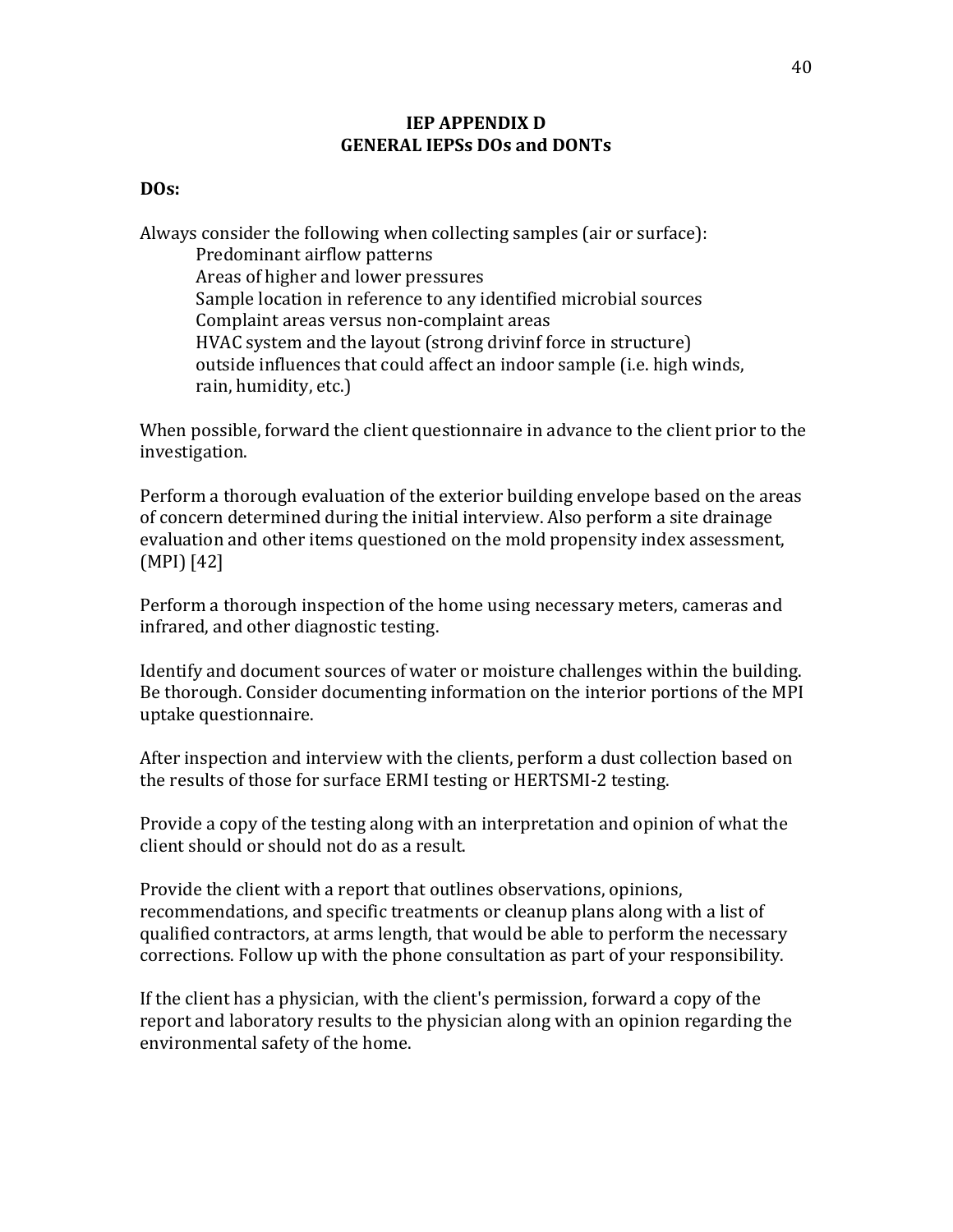# IEP APPENDIX D
## GENERAL IEPSs DOs and DONTs

**DOs:**

Always consider the following when collecting samples (air or surface):

- Predominant airflow patterns
- Areas of higher and lower pressures
- Sample location in reference to any identified microbial sources
- Complaint areas versus non-complaint areas
- HVAC system and the layout (strong drivinf force in structure)
- outside influences that could affect an indoor sample (i.e. high winds, rain, humidity, etc.)

When possible, forward the client questionnaire in advance to the client prior to the investigation.

Perform a thorough evaluation of the exterior building envelope based on the areas of concern determined during the initial interview. Also perform a site drainage evaluation and other items questioned on the mold propensity index assessment, (MPI) [42]

Perform a thorough inspection of the home using necessary meters, cameras and infrared, and other diagnostic testing.

Identify and document sources of water or moisture challenges within the building. Be thorough. Consider documenting information on the interior portions of the MPI uptake questionnaire.

After inspection and interview with the clients, perform a dust collection based on the results of those for surface ERMI testing or HERTSMI-2 testing.

Provide a copy of the testing along with an interpretation and opinion of what the client should or should not do as a result.

Provide the client with a report that outlines observations, opinions, recommendations, and specific treatments or cleanup plans along with a list of qualified contractors, at arms length, that would be able to perform the necessary corrections. Follow up with the phone consultation as part of your responsibility.

If the client has a physician, with the client's permission, forward a copy of the report and laboratory results to the physician along with an opinion regarding the environmental safety of the home.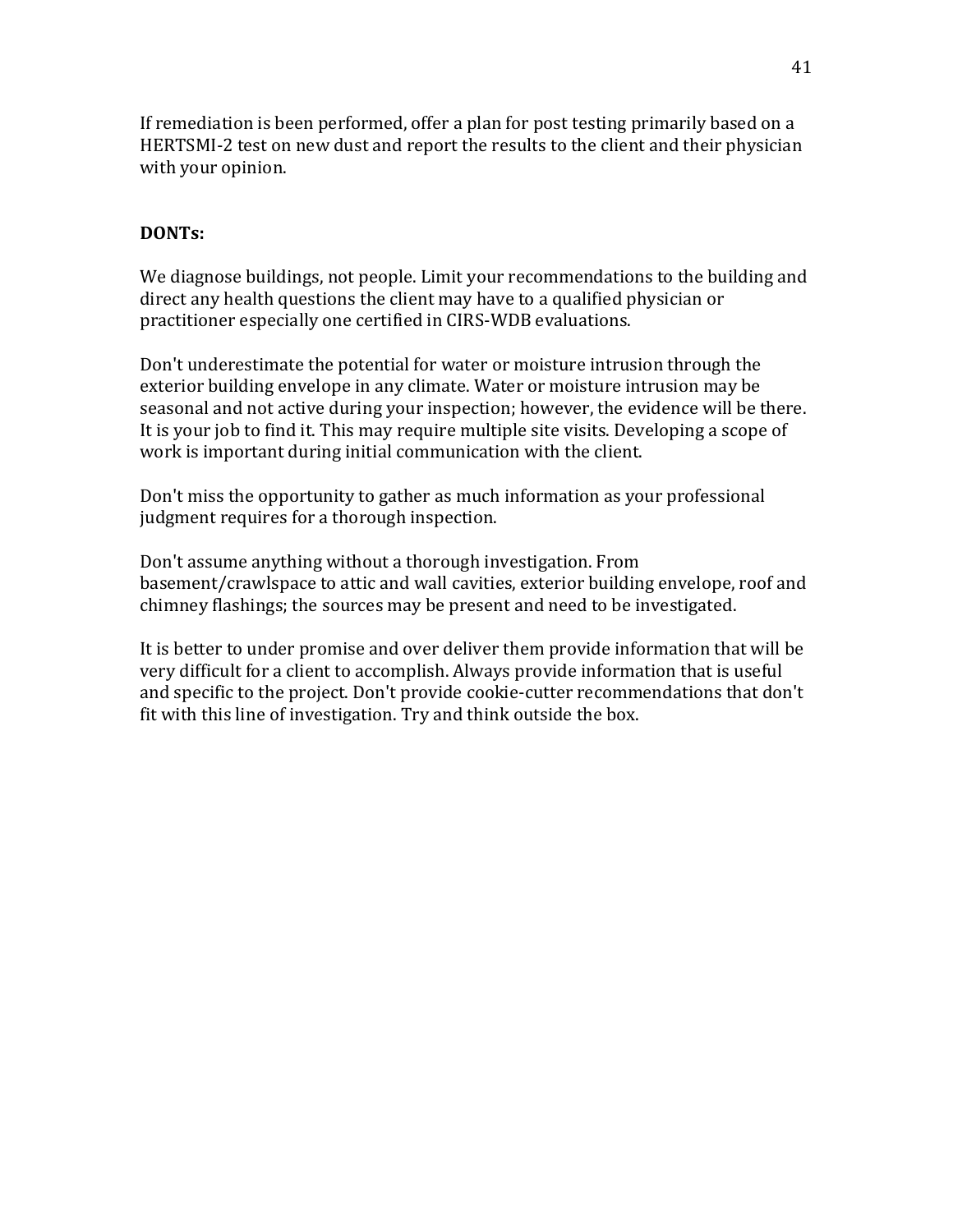If remediation is been performed, offer a plan for post testing primarily based on a HERTSMI-2 test on new dust and report the results to the client and their physician with your opinion.

**DONTs:**

We diagnose buildings, not people. Limit your recommendations to the building and direct any health questions the client may have to a qualified physician or practitioner especially one certified in CIRS-WDB evaluations.

Don't underestimate the potential for water or moisture intrusion through the exterior building envelope in any climate. Water or moisture intrusion may be seasonal and not active during your inspection; however, the evidence will be there. It is your job to find it. This may require multiple site visits. Developing a scope of work is important during initial communication with the client.

Don't miss the opportunity to gather as much information as your professional judgment requires for a thorough inspection.

Don't assume anything without a thorough investigation. From basement/crawlspace to attic and wall cavities, exterior building envelope, roof and chimney flashings; the sources may be present and need to be investigated.

It is better to under promise and over deliver them provide information that will be very difficult for a client to accomplish. Always provide information that is useful and specific to the project. Don't provide cookie-cutter recommendations that don't fit with this line of investigation. Try and think outside the box.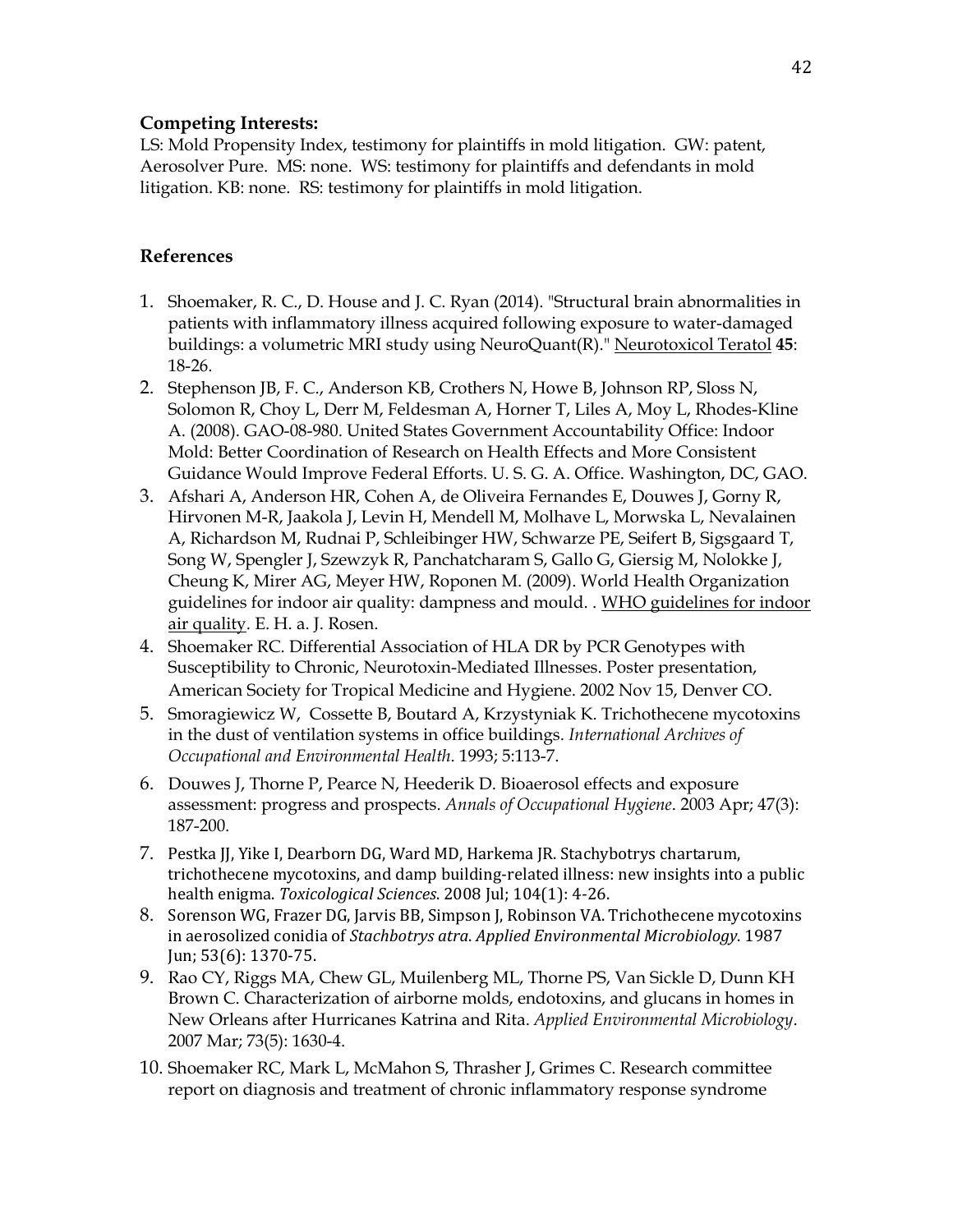**Competing Interests:**

LS: Mold Propensity Index, testimony for plaintiffs in mold litigation. GW: patent, Aerosolver Pure. MS: none. WS: testimony for plaintiffs and defendants in mold litigation. KB: none. RS: testimony for plaintiffs in mold litigation.

## References

1. Shoemaker, R. C., D. House and J. C. Ryan (2014). "Structural brain abnormalities in patients with inflammatory illness acquired following exposure to water-damaged buildings: a volumetric MRI study using NeuroQuant(R)." Neurotoxicol Teratol **45**: 18-26.
2. Stephenson JB, F. C., Anderson KB, Crothers N, Howe B, Johnson RP, Sloss N, Solomon R, Choy L, Derr M, Feldesman A, Horner T, Liles A, Moy L, Rhodes-Kline A. (2008). GAO-08-980. United States Government Accountability Office: Indoor Mold: Better Coordination of Research on Health Effects and More Consistent Guidance Would Improve Federal Efforts. U. S. G. A. Office. Washington, DC, GAO.
3. Afshari A, Anderson HR, Cohen A, de Oliveira Fernandes E, Douwes J, Gorny R, Hirvonen M-R, Jaakola J, Levin H, Mendell M, Molhave L, Morwska L, Nevalainen A, Richardson M, Rudnai P, Schleibinger HW, Schwarze PE, Seifert B, Sigsgaard T, Song W, Spengler J, Szewzyk R, Panchatcharam S, Gallo G, Giersig M, Nolokke J, Cheung K, Mirer AG, Meyer HW, Roponen M. (2009). World Health Organization guidelines for indoor air quality: dampness and mould. . WHO guidelines for indoor air quality. E. H. a. J. Rosen.
4. Shoemaker RC. Differential Association of HLA DR by PCR Genotypes with Susceptibility to Chronic, Neurotoxin-Mediated Illnesses. Poster presentation, American Society for Tropical Medicine and Hygiene. 2002 Nov 15, Denver CO.
5. Smoragiewicz W, Cossette B, Boutard A, Krzystyniak K. Trichothecene mycotoxins in the dust of ventilation systems in office buildings. *International Archives of Occupational and Environmental Health*. 1993; 5:113-7.
6. Douwes J, Thorne P, Pearce N, Heederik D. Bioaerosol effects and exposure assessment: progress and prospects. *Annals of Occupational Hygiene*. 2003 Apr; 47(3): 187-200.
7. Pestka JJ, Yike I, Dearborn DG, Ward MD, Harkema JR. Stachybotrys chartarum, trichothecene mycotoxins, and damp building-related illness: new insights into a public health enigma. *Toxicological Sciences*. 2008 Jul; 104(1): 4-26.
8. Sorenson WG, Frazer DG, Jarvis BB, Simpson J, Robinson VA. Trichothecene mycotoxins in aerosolized conidia of *Stachbotrys atra*. *Applied Environmental Microbiology*. 1987 Jun; 53(6): 1370-75.
9. Rao CY, Riggs MA, Chew GL, Muilenberg ML, Thorne PS, Van Sickle D, Dunn KH Brown C. Characterization of airborne molds, endotoxins, and glucans in homes in New Orleans after Hurricanes Katrina and Rita. *Applied Environmental Microbiology*. 2007 Mar; 73(5): 1630-4.
10. Shoemaker RC, Mark L, McMahon S, Thrasher J, Grimes C. Research committee report on diagnosis and treatment of chronic inflammatory response syndrome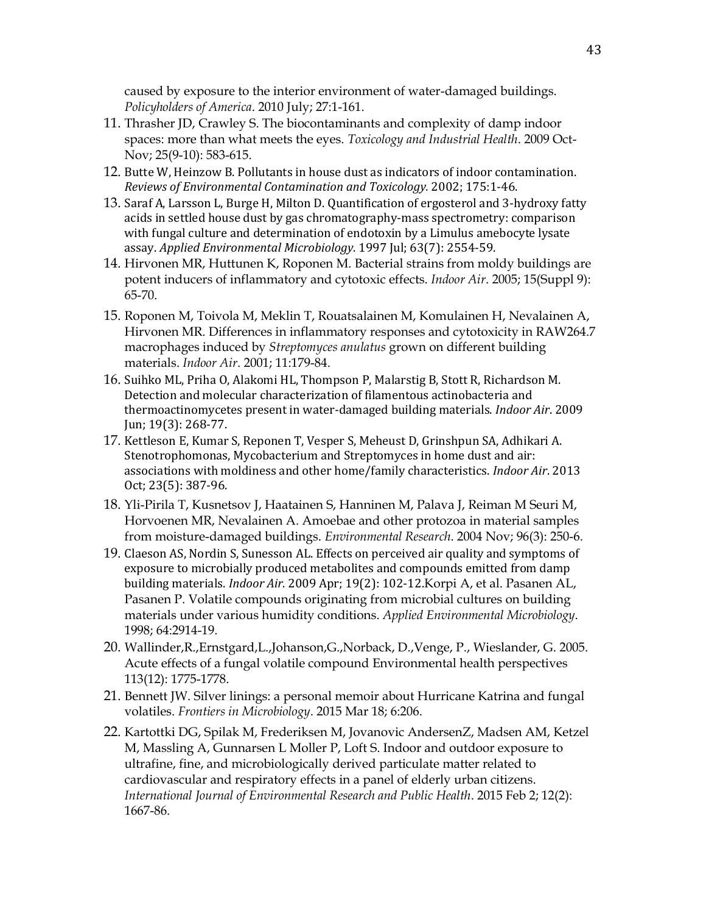caused by exposure to the interior environment of water-damaged buildings. *Policyholders of America*. 2010 July; 27:1-161.

11. Thrasher JD, Crawley S. The biocontaminants and complexity of damp indoor spaces: more than what meets the eyes. *Toxicology and Industrial Health*. 2009 Oct-Nov; 25(9-10): 583-615.
12. Butte W, Heinzow B. Pollutants in house dust as indicators of indoor contamination. *Reviews of Environmental Contamination and Toxicology.* 2002; 175:1-46.
13. Saraf A, Larsson L, Burge H, Milton D. Quantification of ergosterol and 3-hydroxy fatty acids in settled house dust by gas chromatography-mass spectrometry: comparison with fungal culture and determination of endotoxin by a Limulus amebocyte lysate assay. *Applied Environmental Microbiology*. 1997 Jul; 63(7): 2554-59.
14. Hirvonen MR, Huttunen K, Roponen M. Bacterial strains from moldy buildings are potent inducers of inflammatory and cytotoxic effects. *Indoor Air*. 2005; 15(Suppl 9): 65-70.
15. Roponen M, Toivola M, Meklin T, Rouatsalainen M, Komulainen H, Nevalainen A, Hirvonen MR. Differences in inflammatory responses and cytotoxicity in RAW264.7 macrophages induced by *Streptomyces anulatus* grown on different building materials. *Indoor Air*. 2001; 11:179-84.
16. Suihko ML, Priha O, Alakomi HL, Thompson P, Malarstig B, Stott R, Richardson M. Detection and molecular characterization of filamentous actinobacteria and thermoactinomycetes present in water-damaged building materials. *Indoor Air*. 2009 Jun; 19(3): 268-77.
17. Kettleson E, Kumar S, Reponen T, Vesper S, Meheust D, Grinshpun SA, Adhikari A. Stenotrophomonas, Mycobacterium and Streptomyces in home dust and air: associations with moldiness and other home/family characteristics. *Indoor Air*. 2013 Oct; 23(5): 387-96.
18. Yli-Pirila T, Kusnetsov J, Haatainen S, Hanninen M, Palava J, Reiman M Seuri M, Horvoenen MR, Nevalainen A. Amoebae and other protozoa in material samples from moisture-damaged buildings. *Environmental Research*. 2004 Nov; 96(3): 250-6.
19. Claeson AS, Nordin S, Sunesson AL. Effects on perceived air quality and symptoms of exposure to microbially produced metabolites and compounds emitted from damp building materials. *Indoor Air.* 2009 Apr; 19(2): 102-12.Korpi A, et al. Pasanen AL, Pasanen P. Volatile compounds originating from microbial cultures on building materials under various humidity conditions. *Applied Environmental Microbiology*. 1998; 64:2914-19.
20. Wallinder,R.,Ernstgard,L.,Johanson,G.,Norback, D.,Venge, P., Wieslander, G. 2005. Acute effects of a fungal volatile compound Environmental health perspectives 113(12): 1775-1778.
21. Bennett JW. Silver linings: a personal memoir about Hurricane Katrina and fungal volatiles. *Frontiers in Microbiology*. 2015 Mar 18; 6:206.
22. Kartottki DG, Spilak M, Frederiksen M, Jovanovic AndersenZ, Madsen AM, Ketzel M, Massling A, Gunnarsen L Moller P, Loft S. Indoor and outdoor exposure to ultrafine, fine, and microbiologically derived particulate matter related to cardiovascular and respiratory effects in a panel of elderly urban citizens. *International Journal of Environmental Research and Public Health*. 2015 Feb 2; 12(2): 1667-86.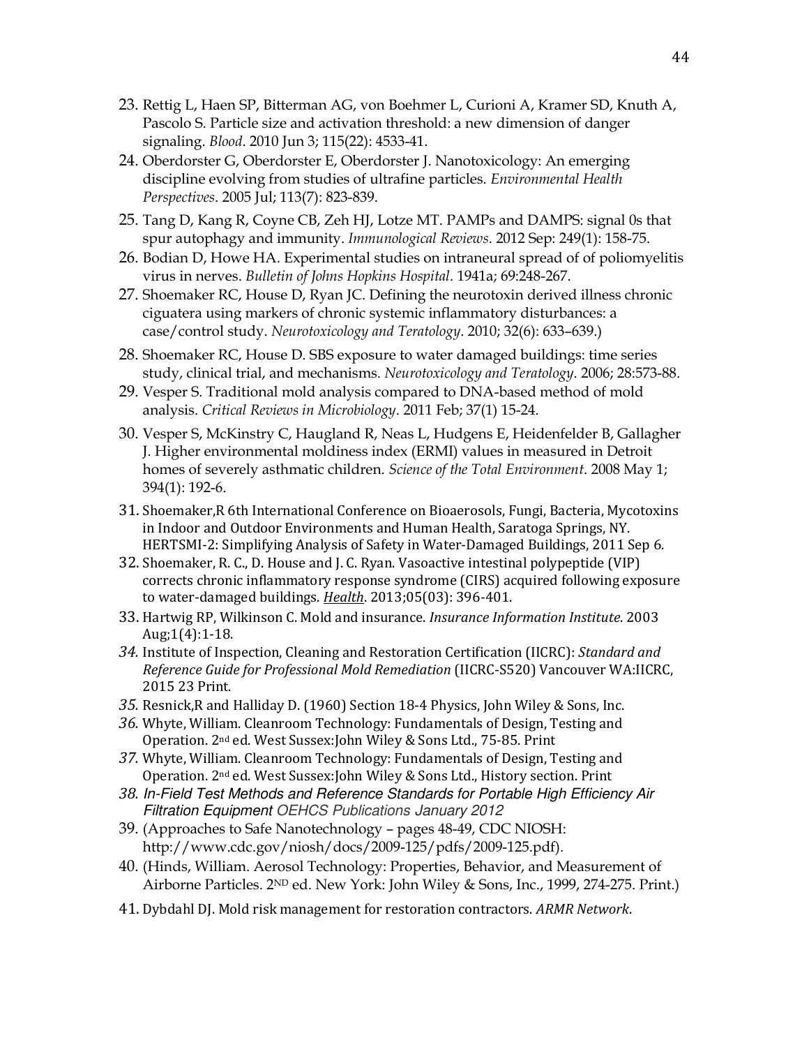23. Rettig L, Haen SP, Bitterman AG, von Boehmer L, Curioni A, Kramer SD, Knuth A, Pascolo S. Particle size and activation threshold: a new dimension of danger signaling. *Blood*. 2010 Jun 3; 115(22): 4533-41.
24. Oberdorster G, Oberdorster E, Oberdorster J. Nanotoxicology: An emerging discipline evolving from studies of ultrafine particles. *Environmental Health Perspectives*. 2005 Jul; 113(7): 823-839.
25. Tang D, Kang R, Coyne CB, Zeh HJ, Lotze MT. PAMPs and DAMPS: signal 0s that spur autophagy and immunity. *Immunological Reviews*. 2012 Sep: 249(1): 158-75.
26. Bodian D, Howe HA. Experimental studies on intraneural spread of of poliomyelitis virus in nerves. *Bulletin of Johns Hopkins Hospital*. 1941a; 69:248-267.
27. Shoemaker RC, House D, Ryan JC. Defining the neurotoxin derived illness chronic ciguatera using markers of chronic systemic inflammatory disturbances: a case/control study. *Neurotoxicology and Teratology*. 2010; 32(6): 633–639.)
28. Shoemaker RC, House D. SBS exposure to water damaged buildings: time series study, clinical trial, and mechanisms. *Neurotoxicology and Teratology*. 2006; 28:573-88.
29. Vesper S. Traditional mold analysis compared to DNA-based method of mold analysis. *Critical Reviews in Microbiology*. 2011 Feb; 37(1) 15-24.
30. Vesper S, McKinstry C, Haugland R, Neas L, Hudgens E, Heidenfelder B, Gallagher J. Higher environmental moldiness index (ERMI) values in measured in Detroit homes of severely asthmatic children. *Science of the Total Environment*. 2008 May 1; 394(1): 192-6.
31. Shoemaker,R 6th International Conference on Bioaerosols, Fungi, Bacteria, Mycotoxins in Indoor and Outdoor Environments and Human Health, Saratoga Springs, NY. HERTSMI-2: Simplifying Analysis of Safety in Water-Damaged Buildings, 2011 Sep 6.
32. Shoemaker, R. C., D. House and J. C. Ryan. Vasoactive intestinal polypeptide (VIP) corrects chronic inflammatory response syndrome (CIRS) acquired following exposure to water-damaged buildings. *Health*. 2013;05(03): 396-401.
33. Hartwig RP, Wilkinson C. Mold and insurance. *Insurance Information Institute*. 2003 Aug;1(4):1-18.
34. Institute of Inspection, Cleaning and Restoration Certification (IICRC): *Standard and Reference Guide for Professional Mold Remediation* (IICRC-S520) Vancouver WA:IICRC, 2015 23 Print.
35. Resnick,R and Halliday D. (1960) Section 18-4 Physics, John Wiley & Sons, Inc.
36. Whyte, William. Cleanroom Technology: Fundamentals of Design, Testing and Operation. 2nd ed. West Sussex:John Wiley & Sons Ltd., 75-85. Print
37. Whyte, William. Cleanroom Technology: Fundamentals of Design, Testing and Operation. 2nd ed. West Sussex:John Wiley & Sons Ltd., History section. Print
38. *In-Field Test Methods and Reference Standards for Portable High Efficiency Air Filtration Equipment* OEHCS Publications January 2012
39. (Approaches to Safe Nanotechnology – pages 48-49, CDC NIOSH: http://www.cdc.gov/niosh/docs/2009-125/pdfs/2009-125.pdf).
40. (Hinds, William. Aerosol Technology: Properties, Behavior, and Measurement of Airborne Particles. 2ND ed. New York: John Wiley & Sons, Inc., 1999, 274-275. Print.)
41. Dybdahl DJ. Mold risk management for restoration contractors. *ARMR Network*.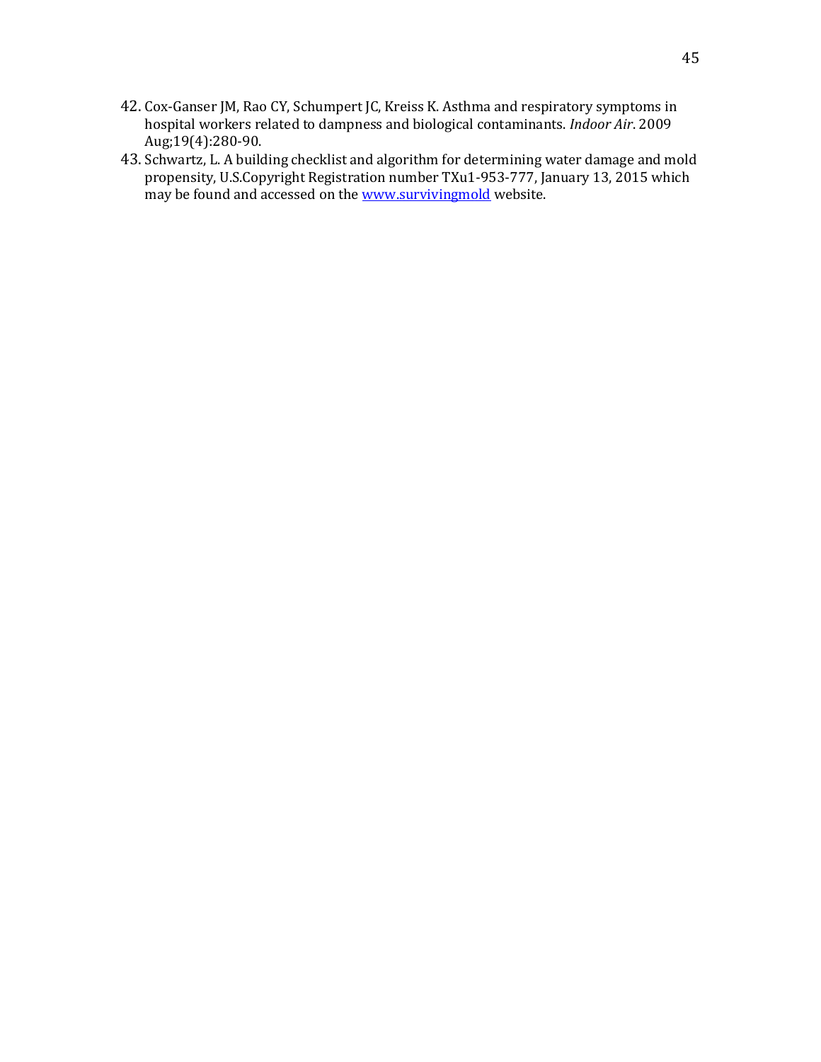42. Cox-Ganser JM, Rao CY, Schumpert JC, Kreiss K. Asthma and respiratory symptoms in hospital workers related to dampness and biological contaminants. *Indoor Air*. 2009 Aug;19(4):280-90.
43. Schwartz, L. A building checklist and algorithm for determining water damage and mold propensity, U.S.Copyright Registration number TXu1-953-777, January 13, 2015 which may be found and accessed on the [www.survivingmold](www.survivingmold) website.